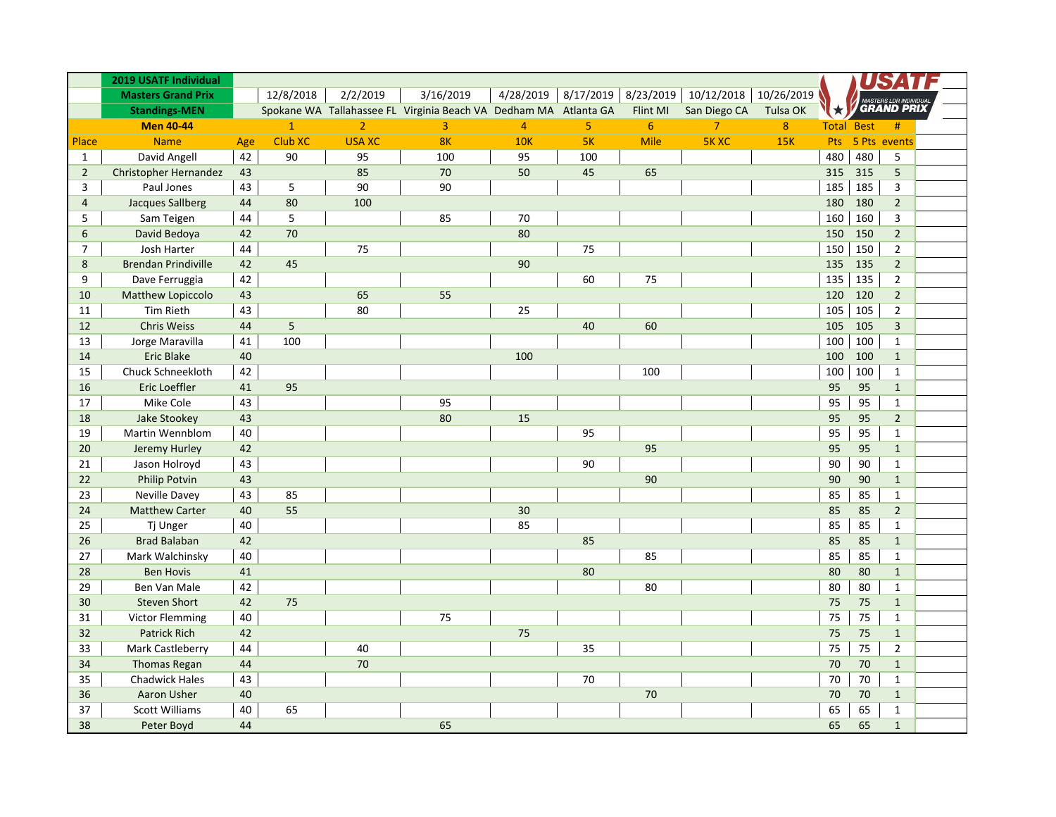| | 2019 USATF Individual | | | | | | | | | | | | |
|---|---|---|---|---|---|---|---|---|---|---|---|---|---|
| | Masters Grand Prix | | 12/8/2018 | 2/2/2019 | 3/16/2019 | 4/28/2019 | 8/17/2019 | 8/23/2019 | 10/12/2018 | 10/26/2019 | | | |
| | Standings-MEN | | Spokane WA | Tallahassee FL | Virginia Beach VA | Dedham MA | Atlanta GA | Flint MI | San Diego CA | Tulsa OK | | | |
| | Men 40-44 | | 1 | 2 | 3 | 4 | 5 | 6 | 7 | 8 | Total | Best | # |
| Place | Name | Age | Club XC | USA XC | 8K | 10K | 5K | Mile | 5K XC | 15K | Pts | 5 Pts | events |
| 1 | David Angell | 42 | 90 | 95 | 100 | 95 | 100 | | | | 480 | 480 | 5 |
| 2 | Christopher Hernandez | 43 | | 85 | 70 | 50 | 45 | 65 | | | 315 | 315 | 5 |
| 3 | Paul Jones | 43 | 5 | 90 | 90 | | | | | | 185 | 185 | 3 |
| 4 | Jacques Sallberg | 44 | 80 | 100 | | | | | | | 180 | 180 | 2 |
| 5 | Sam Teigen | 44 | 5 | | 85 | 70 | | | | | 160 | 160 | 3 |
| 6 | David Bedoya | 42 | 70 | | | 80 | | | | | 150 | 150 | 2 |
| 7 | Josh Harter | 44 | | 75 | | | 75 | | | | 150 | 150 | 2 |
| 8 | Brendan Prindiville | 42 | 45 | | | 90 | | | | | 135 | 135 | 2 |
| 9 | Dave Ferruggia | 42 | | | | | 60 | 75 | | | 135 | 135 | 2 |
| 10 | Matthew Lopiccolo | 43 | | 65 | 55 | | | | | | 120 | 120 | 2 |
| 11 | Tim Rieth | 43 | | 80 | | 25 | | | | | 105 | 105 | 2 |
| 12 | Chris Weiss | 44 | 5 | | | | 40 | 60 | | | 105 | 105 | 3 |
| 13 | Jorge Maravilla | 41 | 100 | | | | | | | | 100 | 100 | 1 |
| 14 | Eric Blake | 40 | | | | 100 | | | | | 100 | 100 | 1 |
| 15 | Chuck Schneekloth | 42 | | | | | | 100 | | | 100 | 100 | 1 |
| 16 | Eric Loeffler | 41 | 95 | | | | | | | | 95 | 95 | 1 |
| 17 | Mike Cole | 43 | | | 95 | | | | | | 95 | 95 | 1 |
| 18 | Jake Stookey | 43 | | | 80 | 15 | | | | | 95 | 95 | 2 |
| 19 | Martin Wennblom | 40 | | | | | 95 | | | | 95 | 95 | 1 |
| 20 | Jeremy Hurley | 42 | | | | | | 95 | | | 95 | 95 | 1 |
| 21 | Jason Holroyd | 43 | | | | | 90 | | | | 90 | 90 | 1 |
| 22 | Philip Potvin | 43 | | | | | | 90 | | | 90 | 90 | 1 |
| 23 | Neville Davey | 43 | 85 | | | | | | | | 85 | 85 | 1 |
| 24 | Matthew Carter | 40 | 55 | | | 30 | | | | | 85 | 85 | 2 |
| 25 | Tj Unger | 40 | | | | 85 | | | | | 85 | 85 | 1 |
| 26 | Brad Balaban | 42 | | | | | 85 | | | | 85 | 85 | 1 |
| 27 | Mark Walchinsky | 40 | | | | | | 85 | | | 85 | 85 | 1 |
| 28 | Ben Hovis | 41 | | | | | 80 | | | | 80 | 80 | 1 |
| 29 | Ben Van Male | 42 | | | | | | 80 | | | 80 | 80 | 1 |
| 30 | Steven Short | 42 | 75 | | | | | | | | 75 | 75 | 1 |
| 31 | Victor Flemming | 40 | | | 75 | | | | | | 75 | 75 | 1 |
| 32 | Patrick Rich | 42 | | | | 75 | | | | | 75 | 75 | 1 |
| 33 | Mark Castleberry | 44 | | 40 | | | 35 | | | | 75 | 75 | 2 |
| 34 | Thomas Regan | 44 | | 70 | | | | | | | 70 | 70 | 1 |
| 35 | Chadwick Hales | 43 | | | | | 70 | | | | 70 | 70 | 1 |
| 36 | Aaron Usher | 40 | | | | | | 70 | | | 70 | 70 | 1 |
| 37 | Scott Williams | 40 | 65 | | | | | | | | 65 | 65 | 1 |
| 38 | Peter Boyd | 44 | | | 65 | | | | | | 65 | 65 | 1 |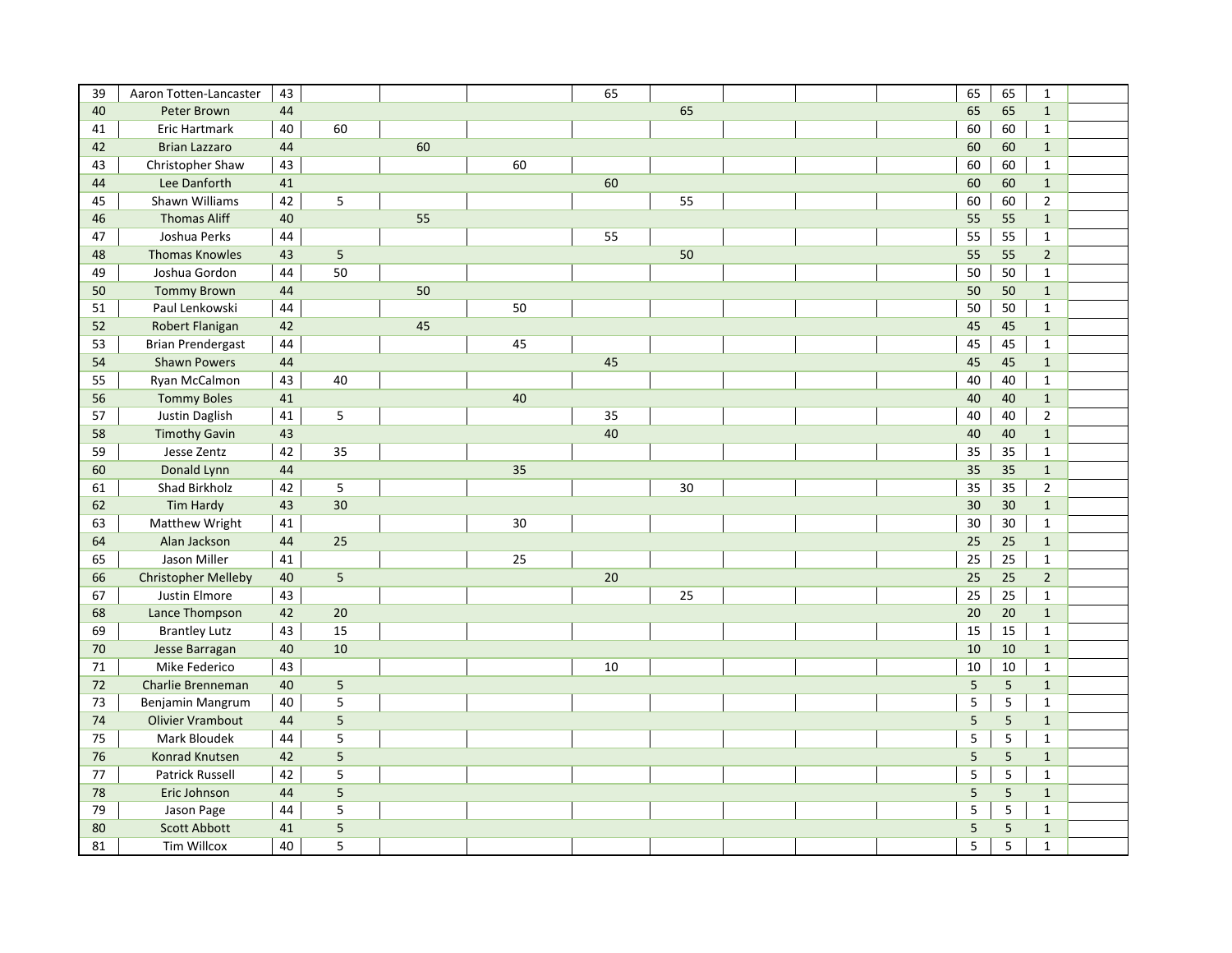| | | | | | | | | | | | | | | |
|---|---|---|---|---|---|---|---|---|---|---|---|---|---|---|
| 39 | Aaron Totten-Lancaster | 43 | | | | 65 | | | | | 65 | 65 | 1 | |
| 40 | Peter Brown | 44 | | | | | 65 | | | | 65 | 65 | 1 | |
| 41 | Eric Hartmark | 40 | 60 | | | | | | | | 60 | 60 | 1 | |
| 42 | Brian Lazzaro | 44 | | 60 | | | | | | | 60 | 60 | 1 | |
| 43 | Christopher Shaw | 43 | | | 60 | | | | | | 60 | 60 | 1 | |
| 44 | Lee Danforth | 41 | | | | 60 | | | | | 60 | 60 | 1 | |
| 45 | Shawn Williams | 42 | 5 | | | | 55 | | | | 60 | 60 | 2 | |
| 46 | Thomas Aliff | 40 | | 55 | | | | | | | 55 | 55 | 1 | |
| 47 | Joshua Perks | 44 | | | | 55 | | | | | 55 | 55 | 1 | |
| 48 | Thomas Knowles | 43 | 5 | | | | 50 | | | | 55 | 55 | 2 | |
| 49 | Joshua Gordon | 44 | 50 | | | | | | | | 50 | 50 | 1 | |
| 50 | Tommy Brown | 44 | | 50 | | | | | | | 50 | 50 | 1 | |
| 51 | Paul Lenkowski | 44 | | | 50 | | | | | | 50 | 50 | 1 | |
| 52 | Robert Flanigan | 42 | | 45 | | | | | | | 45 | 45 | 1 | |
| 53 | Brian Prendergast | 44 | | | 45 | | | | | | 45 | 45 | 1 | |
| 54 | Shawn Powers | 44 | | | | 45 | | | | | 45 | 45 | 1 | |
| 55 | Ryan McCalmon | 43 | 40 | | | | | | | | 40 | 40 | 1 | |
| 56 | Tommy Boles | 41 | | | 40 | | | | | | 40 | 40 | 1 | |
| 57 | Justin Daglish | 41 | 5 | | | 35 | | | | | 40 | 40 | 2 | |
| 58 | Timothy Gavin | 43 | | | | 40 | | | | | 40 | 40 | 1 | |
| 59 | Jesse Zentz | 42 | 35 | | | | | | | | 35 | 35 | 1 | |
| 60 | Donald Lynn | 44 | | | 35 | | | | | | 35 | 35 | 1 | |
| 61 | Shad Birkholz | 42 | 5 | | | | 30 | | | | 35 | 35 | 2 | |
| 62 | Tim Hardy | 43 | 30 | | | | | | | | 30 | 30 | 1 | |
| 63 | Matthew Wright | 41 | | | 30 | | | | | | 30 | 30 | 1 | |
| 64 | Alan Jackson | 44 | 25 | | | | | | | | 25 | 25 | 1 | |
| 65 | Jason Miller | 41 | | | 25 | | | | | | 25 | 25 | 1 | |
| 66 | Christopher Melleby | 40 | 5 | | | 20 | | | | | 25 | 25 | 2 | |
| 67 | Justin Elmore | 43 | | | | | 25 | | | | 25 | 25 | 1 | |
| 68 | Lance Thompson | 42 | 20 | | | | | | | | 20 | 20 | 1 | |
| 69 | Brantley Lutz | 43 | 15 | | | | | | | | 15 | 15 | 1 | |
| 70 | Jesse Barragan | 40 | 10 | | | | | | | | 10 | 10 | 1 | |
| 71 | Mike Federico | 43 | | | | 10 | | | | | 10 | 10 | 1 | |
| 72 | Charlie Brenneman | 40 | 5 | | | | | | | | 5 | 5 | 1 | |
| 73 | Benjamin Mangrum | 40 | 5 | | | | | | | | 5 | 5 | 1 | |
| 74 | Olivier Vrambout | 44 | 5 | | | | | | | | 5 | 5 | 1 | |
| 75 | Mark Bloudek | 44 | 5 | | | | | | | | 5 | 5 | 1 | |
| 76 | Konrad Knutsen | 42 | 5 | | | | | | | | 5 | 5 | 1 | |
| 77 | Patrick Russell | 42 | 5 | | | | | | | | 5 | 5 | 1 | |
| 78 | Eric Johnson | 44 | 5 | | | | | | | | 5 | 5 | 1 | |
| 79 | Jason Page | 44 | 5 | | | | | | | | 5 | 5 | 1 | |
| 80 | Scott Abbott | 41 | 5 | | | | | | | | 5 | 5 | 1 | |
| 81 | Tim Willcox | 40 | 5 | | | | | | | | 5 | 5 | 1 | |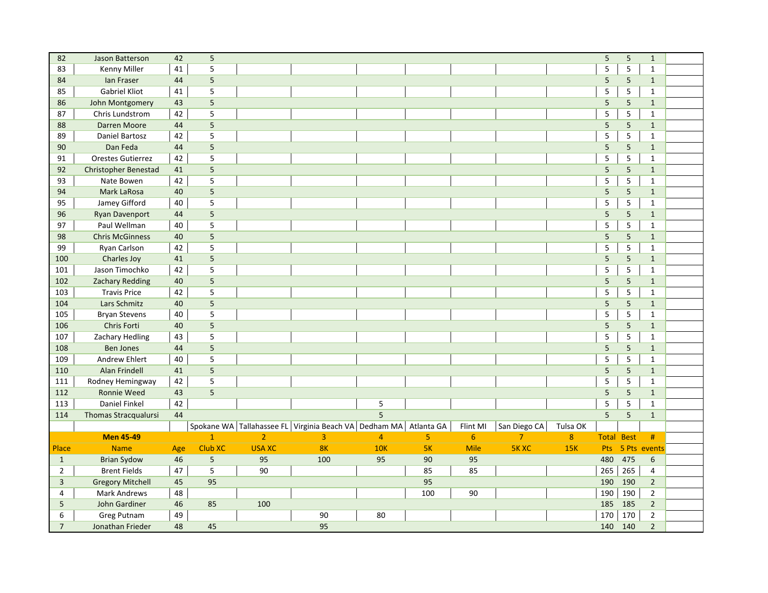| 82 | Jason Batterson | 42 | 5 | | | | | | | | 5 | 5 | 1 |
|---|---|---|---|---|---|---|---|---|---|---|---|---|---|
| 83 | Kenny Miller | 41 | 5 | | | | | | | | 5 | 5 | 1 |
| 84 | Ian Fraser | 44 | 5 | | | | | | | | 5 | 5 | 1 |
| 85 | Gabriel Kliot | 41 | 5 | | | | | | | | 5 | 5 | 1 |
| 86 | John Montgomery | 43 | 5 | | | | | | | | 5 | 5 | 1 |
| 87 | Chris Lundstrom | 42 | 5 | | | | | | | | 5 | 5 | 1 |
| 88 | Darren Moore | 44 | 5 | | | | | | | | 5 | 5 | 1 |
| 89 | Daniel Bartosz | 42 | 5 | | | | | | | | 5 | 5 | 1 |
| 90 | Dan Feda | 44 | 5 | | | | | | | | 5 | 5 | 1 |
| 91 | Orestes Gutierrez | 42 | 5 | | | | | | | | 5 | 5 | 1 |
| 92 | Christopher Benestad | 41 | 5 | | | | | | | | 5 | 5 | 1 |
| 93 | Nate Bowen | 42 | 5 | | | | | | | | 5 | 5 | 1 |
| 94 | Mark LaRosa | 40 | 5 | | | | | | | | 5 | 5 | 1 |
| 95 | Jamey Gifford | 40 | 5 | | | | | | | | 5 | 5 | 1 |
| 96 | Ryan Davenport | 44 | 5 | | | | | | | | 5 | 5 | 1 |
| 97 | Paul Wellman | 40 | 5 | | | | | | | | 5 | 5 | 1 |
| 98 | Chris McGinness | 40 | 5 | | | | | | | | 5 | 5 | 1 |
| 99 | Ryan Carlson | 42 | 5 | | | | | | | | 5 | 5 | 1 |
| 100 | Charles Joy | 41 | 5 | | | | | | | | 5 | 5 | 1 |
| 101 | Jason Timochko | 42 | 5 | | | | | | | | 5 | 5 | 1 |
| 102 | Zachary Redding | 40 | 5 | | | | | | | | 5 | 5 | 1 |
| 103 | Travis Price | 42 | 5 | | | | | | | | 5 | 5 | 1 |
| 104 | Lars Schmitz | 40 | 5 | | | | | | | | 5 | 5 | 1 |
| 105 | Bryan Stevens | 40 | 5 | | | | | | | | 5 | 5 | 1 |
| 106 | Chris Forti | 40 | 5 | | | | | | | | 5 | 5 | 1 |
| 107 | Zachary Hedling | 43 | 5 | | | | | | | | 5 | 5 | 1 |
| 108 | Ben Jones | 44 | 5 | | | | | | | | 5 | 5 | 1 |
| 109 | Andrew Ehlert | 40 | 5 | | | | | | | | 5 | 5 | 1 |
| 110 | Alan Frindell | 41 | 5 | | | | | | | | 5 | 5 | 1 |
| 111 | Rodney Hemingway | 42 | 5 | | | | | | | | 5 | 5 | 1 |
| 112 | Ronnie Weed | 43 | 5 | | | | | | | | 5 | 5 | 1 |
| 113 | Daniel Finkel | 42 | | | | 5 | | | | | 5 | 5 | 1 |
| 114 | Thomas Stracqualursi | 44 | | | | 5 | | | | | 5 | 5 | 1 |

| | | | Spokane WA | Tallahassee FL | Virginia Beach VA | Dedham MA | Atlanta GA | Flint MI | San Diego CA | Tulsa OK | | | |
|---|---|---|---|---|---|---|---|---|---|---|---|---|---|
| | **Men 45-49** | | 1 | 2 | 3 | 4 | 5 | 6 | 7 | 8 | Total | Best | # |
| Place | Name | Age | Club XC | USA XC | 8K | 10K | 5K | Mile | 5K XC | 15K | Pts | 5 Pts | events |
| 1 | Brian Sydow | 46 | 5 | 95 | 100 | 95 | 90 | 95 | | | 480 | 475 | 6 |
| 2 | Brent Fields | 47 | 5 | 90 | | | 85 | 85 | | | 265 | 265 | 4 |
| 3 | Gregory Mitchell | 45 | 95 | | | | 95 | | | | 190 | 190 | 2 |
| 4 | Mark Andrews | 48 | | | | | 100 | 90 | | | 190 | 190 | 2 |
| 5 | John Gardiner | 46 | 85 | 100 | | | | | | | 185 | 185 | 2 |
| 6 | Greg Putnam | 49 | | | 90 | 80 | | | | | 170 | 170 | 2 |
| 7 | Jonathan Frieder | 48 | 45 | | 95 | | | | | | 140 | 140 | 2 |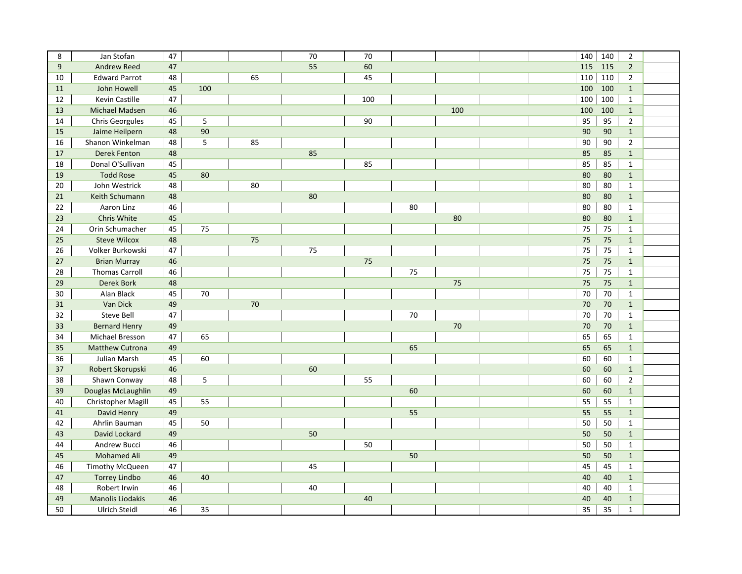| | | | | | | | | | | | | | | |
|---|---|---|---|---|---|---|---|---|---|---|---|---|---|---|
| 8 | Jan Stofan | 47 | | | 70 | 70 | | | | | 140 | 140 | 2 | |
| 9 | Andrew Reed | 47 | | | 55 | 60 | | | | | 115 | 115 | 2 | |
| 10 | Edward Parrot | 48 | | 65 | | 45 | | | | | 110 | 110 | 2 | |
| 11 | John Howell | 45 | 100 | | | | | | | | 100 | 100 | 1 | |
| 12 | Kevin Castille | 47 | | | | 100 | | | | | 100 | 100 | 1 | |
| 13 | Michael Madsen | 46 | | | | | | 100 | | | 100 | 100 | 1 | |
| 14 | Chris Georgules | 45 | 5 | | | 90 | | | | | 95 | 95 | 2 | |
| 15 | Jaime Heilpern | 48 | 90 | | | | | | | | 90 | 90 | 1 | |
| 16 | Shanon Winkelman | 48 | 5 | 85 | | | | | | | 90 | 90 | 2 | |
| 17 | Derek Fenton | 48 | | | 85 | | | | | | 85 | 85 | 1 | |
| 18 | Donal O'Sullivan | 45 | | | | 85 | | | | | 85 | 85 | 1 | |
| 19 | Todd Rose | 45 | 80 | | | | | | | | 80 | 80 | 1 | |
| 20 | John Westrick | 48 | | 80 | | | | | | | 80 | 80 | 1 | |
| 21 | Keith Schumann | 48 | | | 80 | | | | | | 80 | 80 | 1 | |
| 22 | Aaron Linz | 46 | | | | | 80 | | | | 80 | 80 | 1 | |
| 23 | Chris White | 45 | | | | | | 80 | | | 80 | 80 | 1 | |
| 24 | Orin Schumacher | 45 | 75 | | | | | | | | 75 | 75 | 1 | |
| 25 | Steve Wilcox | 48 | | 75 | | | | | | | 75 | 75 | 1 | |
| 26 | Volker Burkowski | 47 | | | 75 | | | | | | 75 | 75 | 1 | |
| 27 | Brian Murray | 46 | | | | 75 | | | | | 75 | 75 | 1 | |
| 28 | Thomas Carroll | 46 | | | | | 75 | | | | 75 | 75 | 1 | |
| 29 | Derek Bork | 48 | | | | | | 75 | | | 75 | 75 | 1 | |
| 30 | Alan Black | 45 | 70 | | | | | | | | 70 | 70 | 1 | |
| 31 | Van Dick | 49 | | 70 | | | | | | | 70 | 70 | 1 | |
| 32 | Steve Bell | 47 | | | | | 70 | | | | 70 | 70 | 1 | |
| 33 | Bernard Henry | 49 | | | | | | 70 | | | 70 | 70 | 1 | |
| 34 | Michael Bresson | 47 | 65 | | | | | | | | 65 | 65 | 1 | |
| 35 | Matthew Cutrona | 49 | | | | | 65 | | | | 65 | 65 | 1 | |
| 36 | Julian Marsh | 45 | 60 | | | | | | | | 60 | 60 | 1 | |
| 37 | Robert Skorupski | 46 | | | 60 | | | | | | 60 | 60 | 1 | |
| 38 | Shawn Conway | 48 | 5 | | | 55 | | | | | 60 | 60 | 2 | |
| 39 | Douglas McLaughlin | 49 | | | | | 60 | | | | 60 | 60 | 1 | |
| 40 | Christopher Magill | 45 | 55 | | | | | | | | 55 | 55 | 1 | |
| 41 | David Henry | 49 | | | | | 55 | | | | 55 | 55 | 1 | |
| 42 | Ahrlin Bauman | 45 | 50 | | | | | | | | 50 | 50 | 1 | |
| 43 | David Lockard | 49 | | | 50 | | | | | | 50 | 50 | 1 | |
| 44 | Andrew Bucci | 46 | | | | 50 | | | | | 50 | 50 | 1 | |
| 45 | Mohamed Ali | 49 | | | | | 50 | | | | 50 | 50 | 1 | |
| 46 | Timothy McQueen | 47 | | | 45 | | | | | | 45 | 45 | 1 | |
| 47 | Torrey Lindbo | 46 | 40 | | | | | | | | 40 | 40 | 1 | |
| 48 | Robert Irwin | 46 | | | 40 | | | | | | 40 | 40 | 1 | |
| 49 | Manolis Liodakis | 46 | | | | 40 | | | | | 40 | 40 | 1 | |
| 50 | Ulrich Steidl | 46 | 35 | | | | | | | | 35 | 35 | 1 | |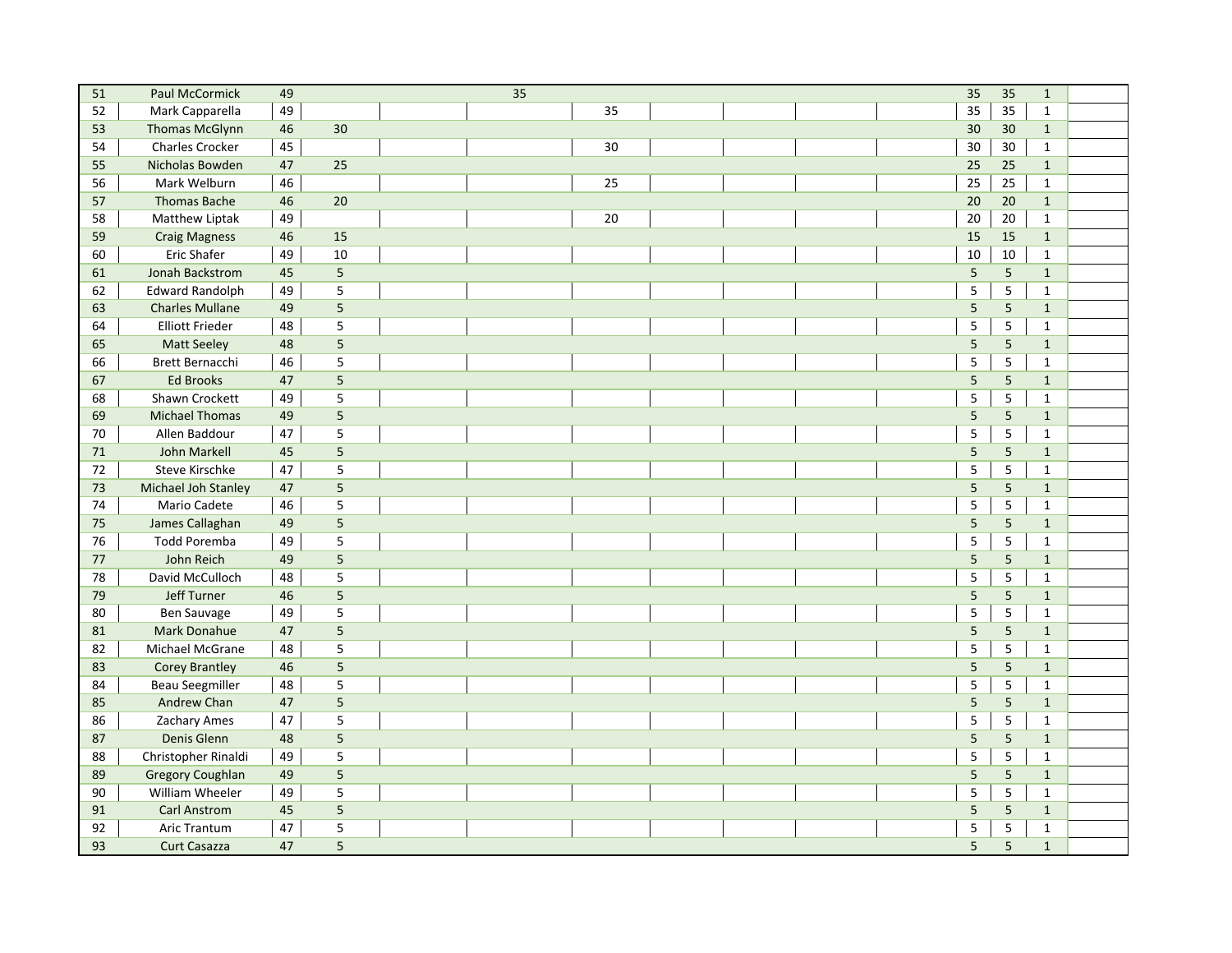| | | | | | | | | | | | | | | |
|---|---|---|---|---|---|---|---|---|---|---|---|---|---|---|
| 51 | Paul McCormick | 49 | | | 35 | | | | | | 35 | 35 | 1 | |
| 52 | Mark Capparella | 49 | | | | 35 | | | | | 35 | 35 | 1 | |
| 53 | Thomas McGlynn | 46 | 30 | | | | | | | | 30 | 30 | 1 | |
| 54 | Charles Crocker | 45 | | | | 30 | | | | | 30 | 30 | 1 | |
| 55 | Nicholas Bowden | 47 | 25 | | | | | | | | 25 | 25 | 1 | |
| 56 | Mark Welburn | 46 | | | | 25 | | | | | 25 | 25 | 1 | |
| 57 | Thomas Bache | 46 | 20 | | | | | | | | 20 | 20 | 1 | |
| 58 | Matthew Liptak | 49 | | | | 20 | | | | | 20 | 20 | 1 | |
| 59 | Craig Magness | 46 | 15 | | | | | | | | 15 | 15 | 1 | |
| 60 | Eric Shafer | 49 | 10 | | | | | | | | 10 | 10 | 1 | |
| 61 | Jonah Backstrom | 45 | 5 | | | | | | | | 5 | 5 | 1 | |
| 62 | Edward Randolph | 49 | 5 | | | | | | | | 5 | 5 | 1 | |
| 63 | Charles Mullane | 49 | 5 | | | | | | | | 5 | 5 | 1 | |
| 64 | Elliott Frieder | 48 | 5 | | | | | | | | 5 | 5 | 1 | |
| 65 | Matt Seeley | 48 | 5 | | | | | | | | 5 | 5 | 1 | |
| 66 | Brett Bernacchi | 46 | 5 | | | | | | | | 5 | 5 | 1 | |
| 67 | Ed Brooks | 47 | 5 | | | | | | | | 5 | 5 | 1 | |
| 68 | Shawn Crockett | 49 | 5 | | | | | | | | 5 | 5 | 1 | |
| 69 | Michael Thomas | 49 | 5 | | | | | | | | 5 | 5 | 1 | |
| 70 | Allen Baddour | 47 | 5 | | | | | | | | 5 | 5 | 1 | |
| 71 | John Markell | 45 | 5 | | | | | | | | 5 | 5 | 1 | |
| 72 | Steve Kirschke | 47 | 5 | | | | | | | | 5 | 5 | 1 | |
| 73 | Michael Joh Stanley | 47 | 5 | | | | | | | | 5 | 5 | 1 | |
| 74 | Mario Cadete | 46 | 5 | | | | | | | | 5 | 5 | 1 | |
| 75 | James Callaghan | 49 | 5 | | | | | | | | 5 | 5 | 1 | |
| 76 | Todd Poremba | 49 | 5 | | | | | | | | 5 | 5 | 1 | |
| 77 | John Reich | 49 | 5 | | | | | | | | 5 | 5 | 1 | |
| 78 | David McCulloch | 48 | 5 | | | | | | | | 5 | 5 | 1 | |
| 79 | Jeff Turner | 46 | 5 | | | | | | | | 5 | 5 | 1 | |
| 80 | Ben Sauvage | 49 | 5 | | | | | | | | 5 | 5 | 1 | |
| 81 | Mark Donahue | 47 | 5 | | | | | | | | 5 | 5 | 1 | |
| 82 | Michael McGrane | 48 | 5 | | | | | | | | 5 | 5 | 1 | |
| 83 | Corey Brantley | 46 | 5 | | | | | | | | 5 | 5 | 1 | |
| 84 | Beau Seegmiller | 48 | 5 | | | | | | | | 5 | 5 | 1 | |
| 85 | Andrew Chan | 47 | 5 | | | | | | | | 5 | 5 | 1 | |
| 86 | Zachary Ames | 47 | 5 | | | | | | | | 5 | 5 | 1 | |
| 87 | Denis Glenn | 48 | 5 | | | | | | | | 5 | 5 | 1 | |
| 88 | Christopher Rinaldi | 49 | 5 | | | | | | | | 5 | 5 | 1 | |
| 89 | Gregory Coughlan | 49 | 5 | | | | | | | | 5 | 5 | 1 | |
| 90 | William Wheeler | 49 | 5 | | | | | | | | 5 | 5 | 1 | |
| 91 | Carl Anstrom | 45 | 5 | | | | | | | | 5 | 5 | 1 | |
| 92 | Aric Trantum | 47 | 5 | | | | | | | | 5 | 5 | 1 | |
| 93 | Curt Casazza | 47 | 5 | | | | | | | | 5 | 5 | 1 | |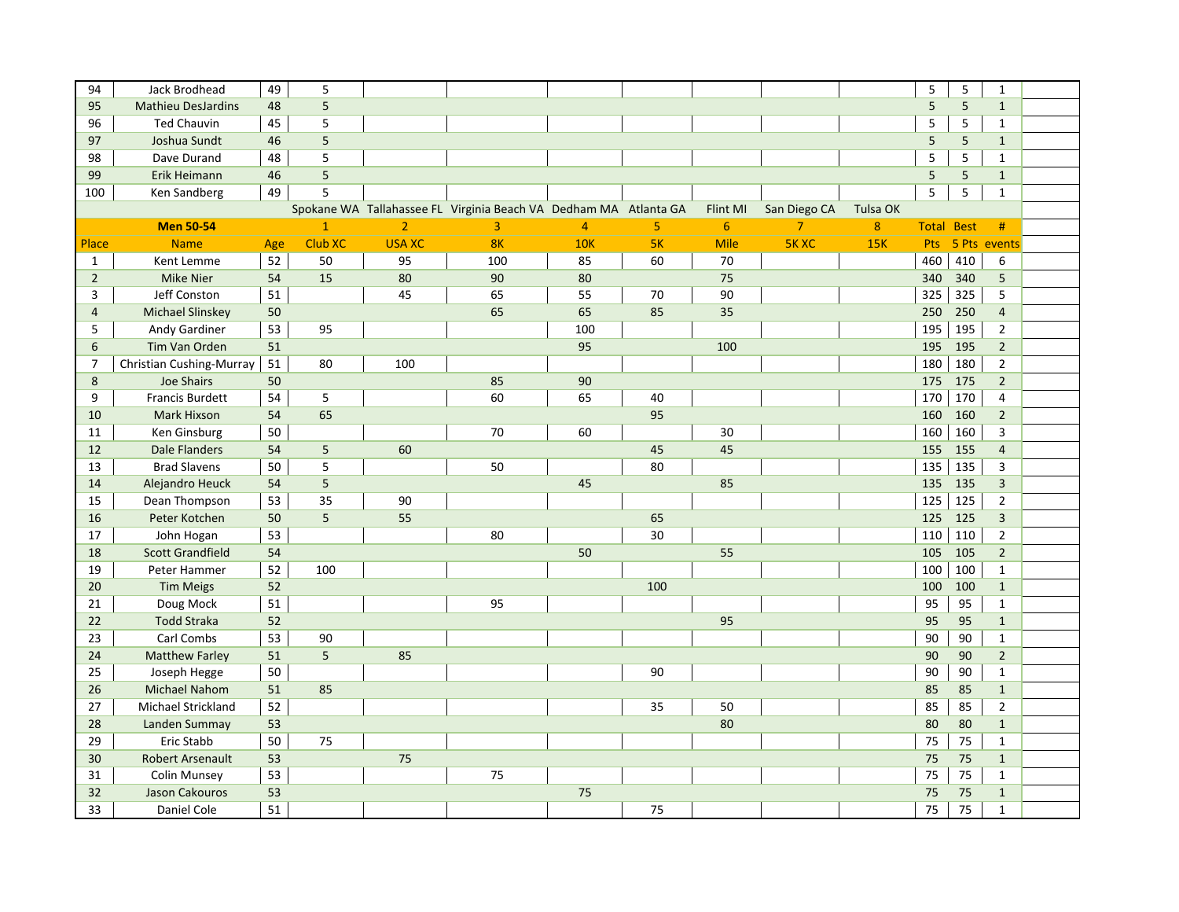| 94 | Jack Brodhead | 49 | 5 | | | | | | | | 5 | 5 | 1 |
|---|---|---|---|---|---|---|---|---|---|---|---|---|---|
| 95 | Mathieu DesJardins | 48 | 5 | | | | | | | | 5 | 5 | 1 |
| 96 | Ted Chauvin | 45 | 5 | | | | | | | | 5 | 5 | 1 |
| 97 | Joshua Sundt | 46 | 5 | | | | | | | | 5 | 5 | 1 |
| 98 | Dave Durand | 48 | 5 | | | | | | | | 5 | 5 | 1 |
| 99 | Erik Heimann | 46 | 5 | | | | | | | | 5 | 5 | 1 |
| 100 | Ken Sandberg | 49 | 5 | | | | | | | | 5 | 5 | 1 |

| | | | Spokane WA | Tallahassee FL | Virginia Beach VA | Dedham MA | Atlanta GA | Flint MI | San Diego CA | Tulsa OK | | | |
|---|---|---|---|---|---|---|---|---|---|---|---|---|---|
| | **Men 50-54** | | 1 | 2 | 3 | 4 | 5 | 6 | 7 | 8 | Total | Best | # |
| Place | Name | Age | Club XC | USA XC | 8K | 10K | 5K | Mile | 5K XC | 15K | Pts | 5 Pts | events |
| 1 | Kent Lemme | 52 | 50 | 95 | 100 | 85 | 60 | 70 | | | 460 | 410 | 6 |
| 2 | Mike Nier | 54 | 15 | 80 | 90 | 80 | | 75 | | | 340 | 340 | 5 |
| 3 | Jeff Conston | 51 | | 45 | 65 | 55 | 70 | 90 | | | 325 | 325 | 5 |
| 4 | Michael Slinskey | 50 | | | 65 | 65 | 85 | 35 | | | 250 | 250 | 4 |
| 5 | Andy Gardiner | 53 | 95 | | | 100 | | | | | 195 | 195 | 2 |
| 6 | Tim Van Orden | 51 | | | | 95 | | 100 | | | 195 | 195 | 2 |
| 7 | Christian Cushing-Murray | 51 | 80 | 100 | | | | | | | 180 | 180 | 2 |
| 8 | Joe Shairs | 50 | | | 85 | 90 | | | | | 175 | 175 | 2 |
| 9 | Francis Burdett | 54 | 5 | | 60 | 65 | 40 | | | | 170 | 170 | 4 |
| 10 | Mark Hixson | 54 | 65 | | | | 95 | | | | 160 | 160 | 2 |
| 11 | Ken Ginsburg | 50 | | | 70 | 60 | | 30 | | | 160 | 160 | 3 |
| 12 | Dale Flanders | 54 | 5 | 60 | | | 45 | 45 | | | 155 | 155 | 4 |
| 13 | Brad Slavens | 50 | 5 | | 50 | | 80 | | | | 135 | 135 | 3 |
| 14 | Alejandro Heuck | 54 | 5 | | | 45 | | 85 | | | 135 | 135 | 3 |
| 15 | Dean Thompson | 53 | 35 | 90 | | | | | | | 125 | 125 | 2 |
| 16 | Peter Kotchen | 50 | 5 | 55 | | | 65 | | | | 125 | 125 | 3 |
| 17 | John Hogan | 53 | | | 80 | | 30 | | | | 110 | 110 | 2 |
| 18 | Scott Grandfield | 54 | | | | 50 | | 55 | | | 105 | 105 | 2 |
| 19 | Peter Hammer | 52 | 100 | | | | | | | | 100 | 100 | 1 |
| 20 | Tim Meigs | 52 | | | | | 100 | | | | 100 | 100 | 1 |
| 21 | Doug Mock | 51 | | | 95 | | | | | | 95 | 95 | 1 |
| 22 | Todd Straka | 52 | | | | | | 95 | | | 95 | 95 | 1 |
| 23 | Carl Combs | 53 | 90 | | | | | | | | 90 | 90 | 1 |
| 24 | Matthew Farley | 51 | 5 | 85 | | | | | | | 90 | 90 | 2 |
| 25 | Joseph Hegge | 50 | | | | | 90 | | | | 90 | 90 | 1 |
| 26 | Michael Nahom | 51 | 85 | | | | | | | | 85 | 85 | 1 |
| 27 | Michael Strickland | 52 | | | | | 35 | 50 | | | 85 | 85 | 2 |
| 28 | Landen Summay | 53 | | | | | | 80 | | | 80 | 80 | 1 |
| 29 | Eric Stabb | 50 | 75 | | | | | | | | 75 | 75 | 1 |
| 30 | Robert Arsenault | 53 | | 75 | | | | | | | 75 | 75 | 1 |
| 31 | Colin Munsey | 53 | | | 75 | | | | | | 75 | 75 | 1 |
| 32 | Jason Cakouros | 53 | | | | 75 | | | | | 75 | 75 | 1 |
| 33 | Daniel Cole | 51 | | | | | 75 | | | | 75 | 75 | 1 |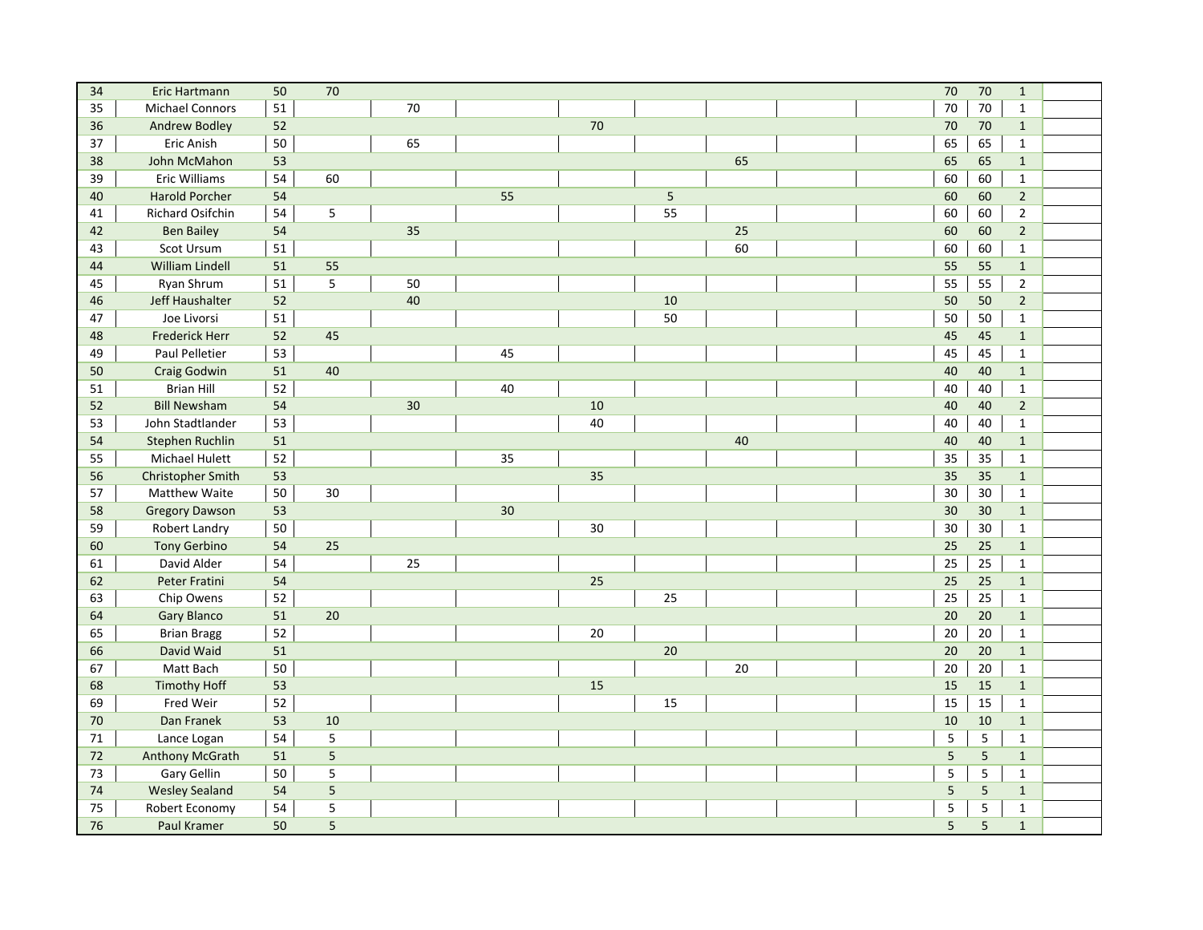| | | | | | | | | | | | | | | |
|---|---|---|---|---|---|---|---|---|---|---|---|---|---|---|
| 34 | Eric Hartmann | 50 | 70 | | | | | | | | 70 | 70 | 1 | |
| 35 | Michael Connors | 51 | | 70 | | | | | | | 70 | 70 | 1 | |
| 36 | Andrew Bodley | 52 | | | | 70 | | | | | 70 | 70 | 1 | |
| 37 | Eric Anish | 50 | | 65 | | | | | | | 65 | 65 | 1 | |
| 38 | John McMahon | 53 | | | | | | 65 | | | 65 | 65 | 1 | |
| 39 | Eric Williams | 54 | 60 | | | | | | | | 60 | 60 | 1 | |
| 40 | Harold Porcher | 54 | | | 55 | | 5 | | | | 60 | 60 | 2 | |
| 41 | Richard Osifchin | 54 | 5 | | | | 55 | | | | 60 | 60 | 2 | |
| 42 | Ben Bailey | 54 | | 35 | | | | 25 | | | 60 | 60 | 2 | |
| 43 | Scot Ursum | 51 | | | | | | 60 | | | 60 | 60 | 1 | |
| 44 | William Lindell | 51 | 55 | | | | | | | | 55 | 55 | 1 | |
| 45 | Ryan Shrum | 51 | 5 | 50 | | | | | | | 55 | 55 | 2 | |
| 46 | Jeff Haushalter | 52 | | 40 | | | 10 | | | | 50 | 50 | 2 | |
| 47 | Joe Livorsi | 51 | | | | | 50 | | | | 50 | 50 | 1 | |
| 48 | Frederick Herr | 52 | 45 | | | | | | | | 45 | 45 | 1 | |
| 49 | Paul Pelletier | 53 | | | 45 | | | | | | 45 | 45 | 1 | |
| 50 | Craig Godwin | 51 | 40 | | | | | | | | 40 | 40 | 1 | |
| 51 | Brian Hill | 52 | | | 40 | | | | | | 40 | 40 | 1 | |
| 52 | Bill Newsham | 54 | | 30 | | 10 | | | | | 40 | 40 | 2 | |
| 53 | John Stadtlander | 53 | | | | 40 | | | | | 40 | 40 | 1 | |
| 54 | Stephen Ruchlin | 51 | | | | | | 40 | | | 40 | 40 | 1 | |
| 55 | Michael Hulett | 52 | | | 35 | | | | | | 35 | 35 | 1 | |
| 56 | Christopher Smith | 53 | | | | 35 | | | | | 35 | 35 | 1 | |
| 57 | Matthew Waite | 50 | 30 | | | | | | | | 30 | 30 | 1 | |
| 58 | Gregory Dawson | 53 | | | 30 | | | | | | 30 | 30 | 1 | |
| 59 | Robert Landry | 50 | | | | 30 | | | | | 30 | 30 | 1 | |
| 60 | Tony Gerbino | 54 | 25 | | | | | | | | 25 | 25 | 1 | |
| 61 | David Alder | 54 | | 25 | | | | | | | 25 | 25 | 1 | |
| 62 | Peter Fratini | 54 | | | | 25 | | | | | 25 | 25 | 1 | |
| 63 | Chip Owens | 52 | | | | | 25 | | | | 25 | 25 | 1 | |
| 64 | Gary Blanco | 51 | 20 | | | | | | | | 20 | 20 | 1 | |
| 65 | Brian Bragg | 52 | | | | 20 | | | | | 20 | 20 | 1 | |
| 66 | David Waid | 51 | | | | | 20 | | | | 20 | 20 | 1 | |
| 67 | Matt Bach | 50 | | | | | | 20 | | | 20 | 20 | 1 | |
| 68 | Timothy Hoff | 53 | | | | 15 | | | | | 15 | 15 | 1 | |
| 69 | Fred Weir | 52 | | | | | 15 | | | | 15 | 15 | 1 | |
| 70 | Dan Franek | 53 | 10 | | | | | | | | 10 | 10 | 1 | |
| 71 | Lance Logan | 54 | 5 | | | | | | | | 5 | 5 | 1 | |
| 72 | Anthony McGrath | 51 | 5 | | | | | | | | 5 | 5 | 1 | |
| 73 | Gary Gellin | 50 | 5 | | | | | | | | 5 | 5 | 1 | |
| 74 | Wesley Sealand | 54 | 5 | | | | | | | | 5 | 5 | 1 | |
| 75 | Robert Economy | 54 | 5 | | | | | | | | 5 | 5 | 1 | |
| 76 | Paul Kramer | 50 | 5 | | | | | | | | 5 | 5 | 1 | |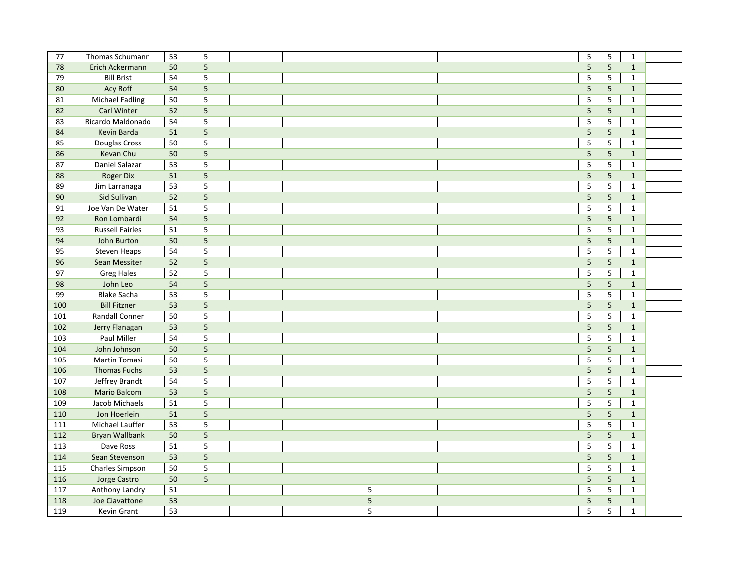| | | | | | | | | | | | | | | |
|---|---|---|---|---|---|---|---|---|---|---|---|---|---|---|
| 77 | Thomas Schumann | 53 | 5 | | | | | | | | 5 | 5 | 1 | |
| 78 | Erich Ackermann | 50 | 5 | | | | | | | | 5 | 5 | 1 | |
| 79 | Bill Brist | 54 | 5 | | | | | | | | 5 | 5 | 1 | |
| 80 | Acy Roff | 54 | 5 | | | | | | | | 5 | 5 | 1 | |
| 81 | Michael Fadling | 50 | 5 | | | | | | | | 5 | 5 | 1 | |
| 82 | Carl Winter | 52 | 5 | | | | | | | | 5 | 5 | 1 | |
| 83 | Ricardo Maldonado | 54 | 5 | | | | | | | | 5 | 5 | 1 | |
| 84 | Kevin Barda | 51 | 5 | | | | | | | | 5 | 5 | 1 | |
| 85 | Douglas Cross | 50 | 5 | | | | | | | | 5 | 5 | 1 | |
| 86 | Kevan Chu | 50 | 5 | | | | | | | | 5 | 5 | 1 | |
| 87 | Daniel Salazar | 53 | 5 | | | | | | | | 5 | 5 | 1 | |
| 88 | Roger Dix | 51 | 5 | | | | | | | | 5 | 5 | 1 | |
| 89 | Jim Larranaga | 53 | 5 | | | | | | | | 5 | 5 | 1 | |
| 90 | Sid Sullivan | 52 | 5 | | | | | | | | 5 | 5 | 1 | |
| 91 | Joe Van De Water | 51 | 5 | | | | | | | | 5 | 5 | 1 | |
| 92 | Ron Lombardi | 54 | 5 | | | | | | | | 5 | 5 | 1 | |
| 93 | Russell Fairles | 51 | 5 | | | | | | | | 5 | 5 | 1 | |
| 94 | John Burton | 50 | 5 | | | | | | | | 5 | 5 | 1 | |
| 95 | Steven Heaps | 54 | 5 | | | | | | | | 5 | 5 | 1 | |
| 96 | Sean Messiter | 52 | 5 | | | | | | | | 5 | 5 | 1 | |
| 97 | Greg Hales | 52 | 5 | | | | | | | | 5 | 5 | 1 | |
| 98 | John Leo | 54 | 5 | | | | | | | | 5 | 5 | 1 | |
| 99 | Blake Sacha | 53 | 5 | | | | | | | | 5 | 5 | 1 | |
| 100 | Bill Fitzner | 53 | 5 | | | | | | | | 5 | 5 | 1 | |
| 101 | Randall Conner | 50 | 5 | | | | | | | | 5 | 5 | 1 | |
| 102 | Jerry Flanagan | 53 | 5 | | | | | | | | 5 | 5 | 1 | |
| 103 | Paul Miller | 54 | 5 | | | | | | | | 5 | 5 | 1 | |
| 104 | John Johnson | 50 | 5 | | | | | | | | 5 | 5 | 1 | |
| 105 | Martin Tomasi | 50 | 5 | | | | | | | | 5 | 5 | 1 | |
| 106 | Thomas Fuchs | 53 | 5 | | | | | | | | 5 | 5 | 1 | |
| 107 | Jeffrey Brandt | 54 | 5 | | | | | | | | 5 | 5 | 1 | |
| 108 | Mario Balcom | 53 | 5 | | | | | | | | 5 | 5 | 1 | |
| 109 | Jacob Michaels | 51 | 5 | | | | | | | | 5 | 5 | 1 | |
| 110 | Jon Hoerlein | 51 | 5 | | | | | | | | 5 | 5 | 1 | |
| 111 | Michael Lauffer | 53 | 5 | | | | | | | | 5 | 5 | 1 | |
| 112 | Bryan Wallbank | 50 | 5 | | | | | | | | 5 | 5 | 1 | |
| 113 | Dave Ross | 51 | 5 | | | | | | | | 5 | 5 | 1 | |
| 114 | Sean Stevenson | 53 | 5 | | | | | | | | 5 | 5 | 1 | |
| 115 | Charles Simpson | 50 | 5 | | | | | | | | 5 | 5 | 1 | |
| 116 | Jorge Castro | 50 | 5 | | | | | | | | 5 | 5 | 1 | |
| 117 | Anthony Landry | 51 | | | | 5 | | | | | 5 | 5 | 1 | |
| 118 | Joe Ciavattone | 53 | | | | 5 | | | | | 5 | 5 | 1 | |
| 119 | Kevin Grant | 53 | | | | 5 | | | | | 5 | 5 | 1 | |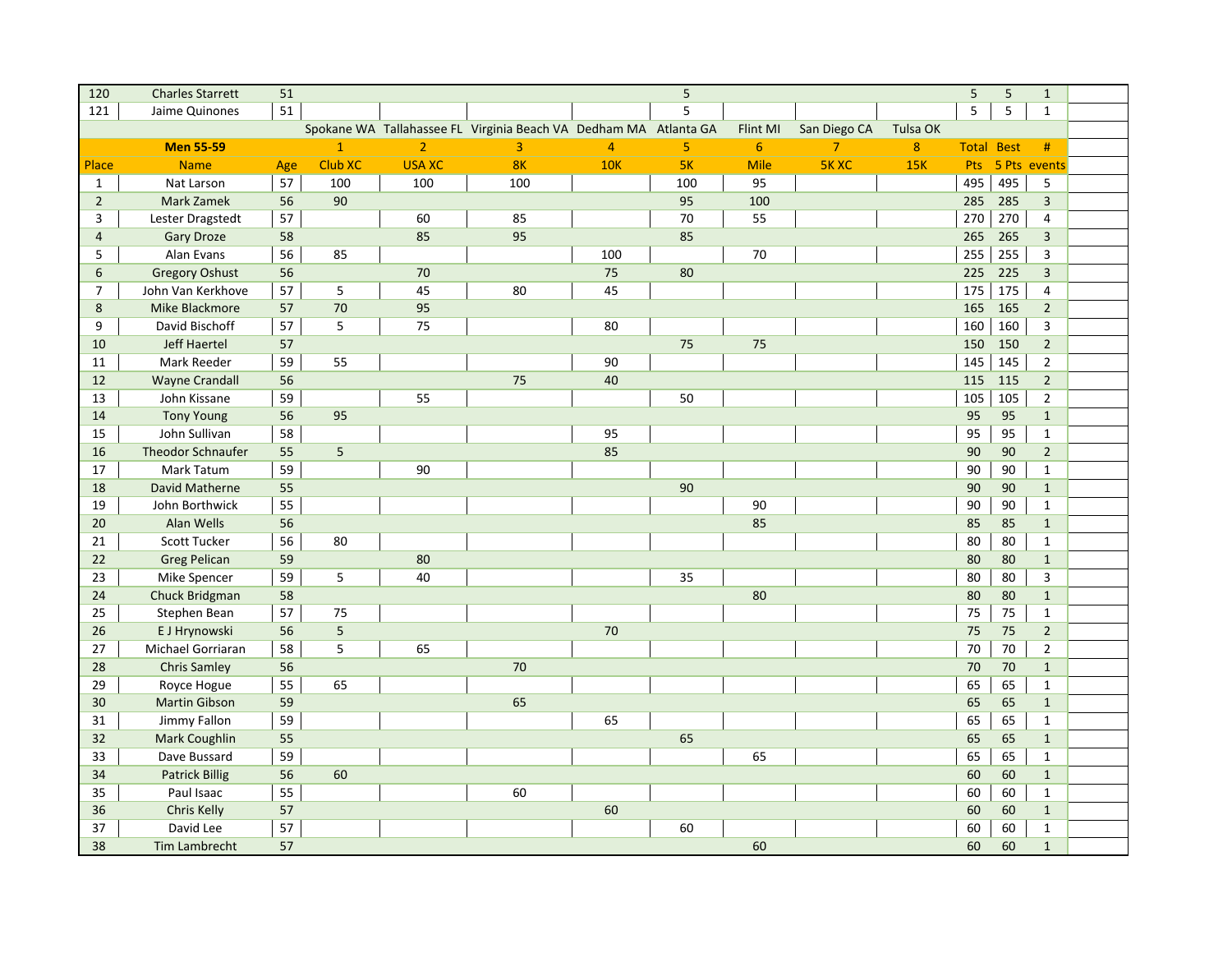| 120 | Charles Starrett | 51 | | | | | 5 | | | | 5 | 5 | 1 |
|---|---|---|---|---|---|---|---|---|---|---|---|---|---|
| 121 | Jaime Quinones | 51 | | | | | 5 | | | | 5 | 5 | 1 |

| | | | Spokane WA | Tallahassee FL | Virginia Beach VA | Dedham MA | Atlanta GA | Flint MI | San Diego CA | Tulsa OK | | | |
|---|---|---|---|---|---|---|---|---|---|---|---|---|---|
| | **Men 55-59** | | 1 | 2 | 3 | 4 | 5 | 6 | 7 | 8 | Total | Best | # |
| Place | Name | Age | Club XC | USA XC | 8K | 10K | 5K | Mile | 5K XC | 15K | Pts | 5 Pts | events |
| 1 | Nat Larson | 57 | 100 | 100 | 100 | | 100 | 95 | | | 495 | 495 | 5 |
| 2 | Mark Zamek | 56 | 90 | | | | 95 | 100 | | | 285 | 285 | 3 |
| 3 | Lester Dragstedt | 57 | | 60 | 85 | | 70 | 55 | | | 270 | 270 | 4 |
| 4 | Gary Droze | 58 | | 85 | 95 | | 85 | | | | 265 | 265 | 3 |
| 5 | Alan Evans | 56 | 85 | | | 100 | | 70 | | | 255 | 255 | 3 |
| 6 | Gregory Oshust | 56 | | 70 | | 75 | 80 | | | | 225 | 225 | 3 |
| 7 | John Van Kerkhove | 57 | 5 | 45 | 80 | 45 | | | | | 175 | 175 | 4 |
| 8 | Mike Blackmore | 57 | 70 | 95 | | | | | | | 165 | 165 | 2 |
| 9 | David Bischoff | 57 | 5 | 75 | | 80 | | | | | 160 | 160 | 3 |
| 10 | Jeff Haertel | 57 | | | | | 75 | 75 | | | 150 | 150 | 2 |
| 11 | Mark Reeder | 59 | 55 | | | 90 | | | | | 145 | 145 | 2 |
| 12 | Wayne Crandall | 56 | | | 75 | 40 | | | | | 115 | 115 | 2 |
| 13 | John Kissane | 59 | | 55 | | | 50 | | | | 105 | 105 | 2 |
| 14 | Tony Young | 56 | 95 | | | | | | | | 95 | 95 | 1 |
| 15 | John Sullivan | 58 | | | | 95 | | | | | 95 | 95 | 1 |
| 16 | Theodor Schnaufer | 55 | 5 | | | 85 | | | | | 90 | 90 | 2 |
| 17 | Mark Tatum | 59 | | 90 | | | | | | | 90 | 90 | 1 |
| 18 | David Matherne | 55 | | | | | 90 | | | | 90 | 90 | 1 |
| 19 | John Borthwick | 55 | | | | | | 90 | | | 90 | 90 | 1 |
| 20 | Alan Wells | 56 | | | | | | 85 | | | 85 | 85 | 1 |
| 21 | Scott Tucker | 56 | 80 | | | | | | | | 80 | 80 | 1 |
| 22 | Greg Pelican | 59 | | 80 | | | | | | | 80 | 80 | 1 |
| 23 | Mike Spencer | 59 | 5 | 40 | | | 35 | | | | 80 | 80 | 3 |
| 24 | Chuck Bridgman | 58 | | | | | | 80 | | | 80 | 80 | 1 |
| 25 | Stephen Bean | 57 | 75 | | | | | | | | 75 | 75 | 1 |
| 26 | E J Hrynowski | 56 | 5 | | | 70 | | | | | 75 | 75 | 2 |
| 27 | Michael Gorriaran | 58 | 5 | 65 | | | | | | | 70 | 70 | 2 |
| 28 | Chris Samley | 56 | | | 70 | | | | | | 70 | 70 | 1 |
| 29 | Royce Hogue | 55 | 65 | | | | | | | | 65 | 65 | 1 |
| 30 | Martin Gibson | 59 | | | 65 | | | | | | 65 | 65 | 1 |
| 31 | Jimmy Fallon | 59 | | | | 65 | | | | | 65 | 65 | 1 |
| 32 | Mark Coughlin | 55 | | | | | 65 | | | | 65 | 65 | 1 |
| 33 | Dave Bussard | 59 | | | | | | 65 | | | 65 | 65 | 1 |
| 34 | Patrick Billig | 56 | 60 | | | | | | | | 60 | 60 | 1 |
| 35 | Paul Isaac | 55 | | | 60 | | | | | | 60 | 60 | 1 |
| 36 | Chris Kelly | 57 | | | | 60 | | | | | 60 | 60 | 1 |
| 37 | David Lee | 57 | | | | | 60 | | | | 60 | 60 | 1 |
| 38 | Tim Lambrecht | 57 | | | | | | 60 | | | 60 | 60 | 1 |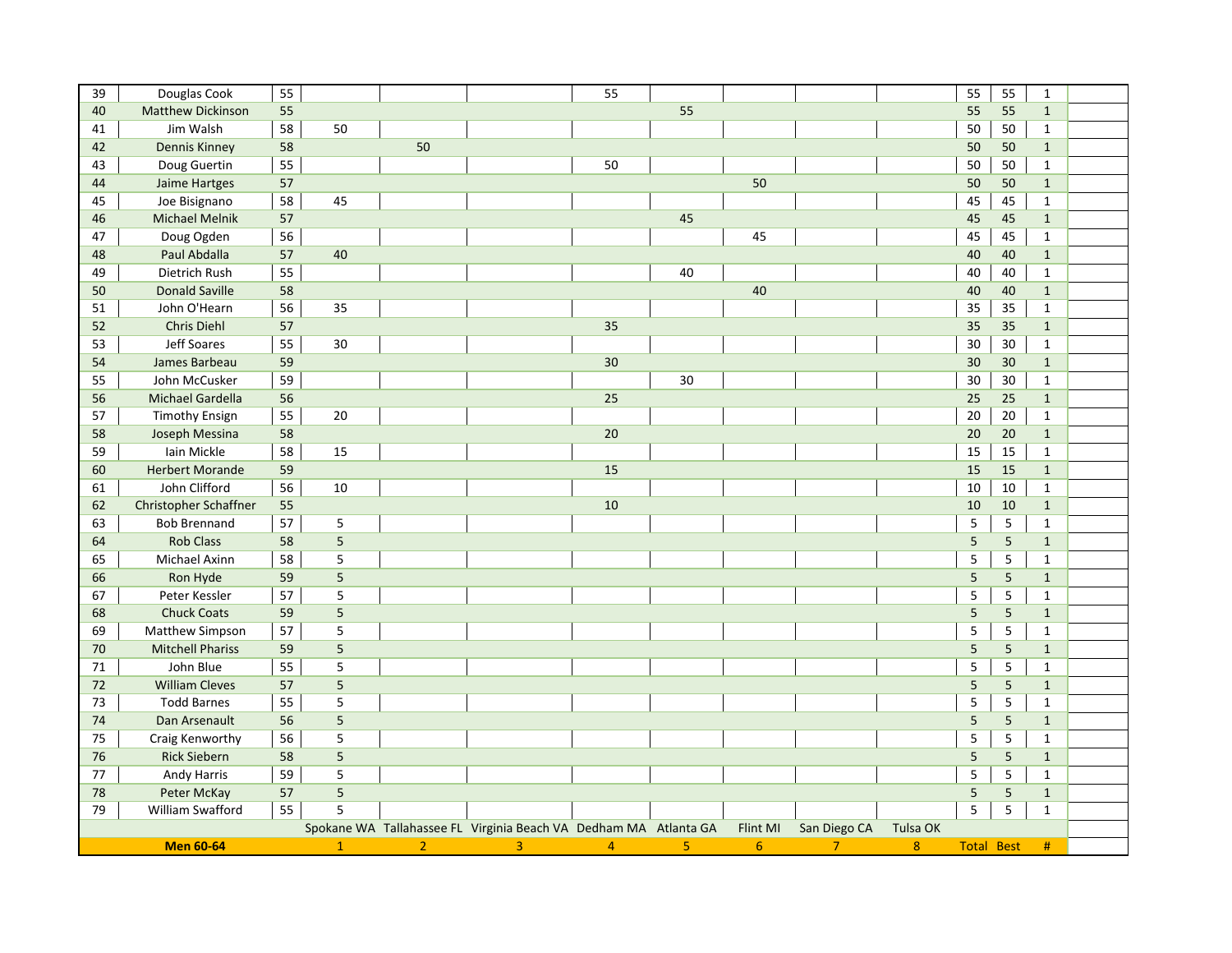| | Men 60-64 | | Spokane WA 1 | Tallahassee FL 2 | Virginia Beach VA 3 | Dedham MA 4 | Atlanta GA 5 | Flint MI 6 | San Diego CA 7 | Tulsa OK 8 | Total | Best | # | |
|---|---|---|---|---|---|---|---|---|---|---|---|---|---|---|
| 39 | Douglas Cook | 55 | | | | 55 | | | | | 55 | 55 | 1 | |
| 40 | Matthew Dickinson | 55 | | | | | 55 | | | | 55 | 55 | 1 | |
| 41 | Jim Walsh | 58 | 50 | | | | | | | | 50 | 50 | 1 | |
| 42 | Dennis Kinney | 58 | | 50 | | | | | | | 50 | 50 | 1 | |
| 43 | Doug Guertin | 55 | | | | 50 | | | | | 50 | 50 | 1 | |
| 44 | Jaime Hartges | 57 | | | | | | 50 | | | 50 | 50 | 1 | |
| 45 | Joe Bisignano | 58 | 45 | | | | | | | | 45 | 45 | 1 | |
| 46 | Michael Melnik | 57 | | | | | 45 | | | | 45 | 45 | 1 | |
| 47 | Doug Ogden | 56 | | | | | | 45 | | | 45 | 45 | 1 | |
| 48 | Paul Abdalla | 57 | 40 | | | | | | | | 40 | 40 | 1 | |
| 49 | Dietrich Rush | 55 | | | | | 40 | | | | 40 | 40 | 1 | |
| 50 | Donald Saville | 58 | | | | | | 40 | | | 40 | 40 | 1 | |
| 51 | John O'Hearn | 56 | 35 | | | | | | | | 35 | 35 | 1 | |
| 52 | Chris Diehl | 57 | | | | 35 | | | | | 35 | 35 | 1 | |
| 53 | Jeff Soares | 55 | 30 | | | | | | | | 30 | 30 | 1 | |
| 54 | James Barbeau | 59 | | | | 30 | | | | | 30 | 30 | 1 | |
| 55 | John McCusker | 59 | | | | | 30 | | | | 30 | 30 | 1 | |
| 56 | Michael Gardella | 56 | | | | 25 | | | | | 25 | 25 | 1 | |
| 57 | Timothy Ensign | 55 | 20 | | | | | | | | 20 | 20 | 1 | |
| 58 | Joseph Messina | 58 | | | | 20 | | | | | 20 | 20 | 1 | |
| 59 | Iain Mickle | 58 | 15 | | | | | | | | 15 | 15 | 1 | |
| 60 | Herbert Morande | 59 | | | | 15 | | | | | 15 | 15 | 1 | |
| 61 | John Clifford | 56 | 10 | | | | | | | | 10 | 10 | 1 | |
| 62 | Christopher Schaffner | 55 | | | | 10 | | | | | 10 | 10 | 1 | |
| 63 | Bob Brennand | 57 | 5 | | | | | | | | 5 | 5 | 1 | |
| 64 | Rob Class | 58 | 5 | | | | | | | | 5 | 5 | 1 | |
| 65 | Michael Axinn | 58 | 5 | | | | | | | | 5 | 5 | 1 | |
| 66 | Ron Hyde | 59 | 5 | | | | | | | | 5 | 5 | 1 | |
| 67 | Peter Kessler | 57 | 5 | | | | | | | | 5 | 5 | 1 | |
| 68 | Chuck Coats | 59 | 5 | | | | | | | | 5 | 5 | 1 | |
| 69 | Matthew Simpson | 57 | 5 | | | | | | | | 5 | 5 | 1 | |
| 70 | Mitchell Phariss | 59 | 5 | | | | | | | | 5 | 5 | 1 | |
| 71 | John Blue | 55 | 5 | | | | | | | | 5 | 5 | 1 | |
| 72 | William Cleves | 57 | 5 | | | | | | | | 5 | 5 | 1 | |
| 73 | Todd Barnes | 55 | 5 | | | | | | | | 5 | 5 | 1 | |
| 74 | Dan Arsenault | 56 | 5 | | | | | | | | 5 | 5 | 1 | |
| 75 | Craig Kenworthy | 56 | 5 | | | | | | | | 5 | 5 | 1 | |
| 76 | Rick Siebern | 58 | 5 | | | | | | | | 5 | 5 | 1 | |
| 77 | Andy Harris | 59 | 5 | | | | | | | | 5 | 5 | 1 | |
| 78 | Peter McKay | 57 | 5 | | | | | | | | 5 | 5 | 1 | |
| 79 | William Swafford | 55 | 5 | | | | | | | | 5 | 5 | 1 | |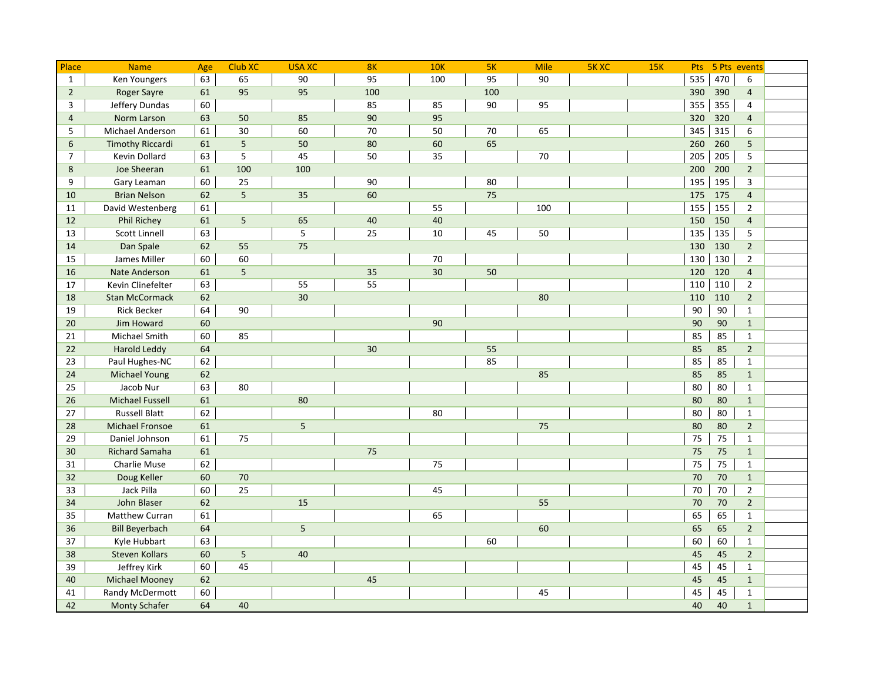| Place | Name | Age | Club XC | USA XC | 8K | 10K | 5K | Mile | 5K XC | 15K | Pts | 5 Pts | events |
|---|---|---|---|---|---|---|---|---|---|---|---|---|---|
| 1 | Ken Youngers | 63 | 65 | 90 | 95 | 100 | 95 | 90 | | | 535 | 470 | 6 |
| 2 | Roger Sayre | 61 | 95 | 95 | 100 | | 100 | | | | 390 | 390 | 4 |
| 3 | Jeffery Dundas | 60 | | | 85 | 85 | 90 | 95 | | | 355 | 355 | 4 |
| 4 | Norm Larson | 63 | 50 | 85 | 90 | 95 | | | | | 320 | 320 | 4 |
| 5 | Michael Anderson | 61 | 30 | 60 | 70 | 50 | 70 | 65 | | | 345 | 315 | 6 |
| 6 | Timothy Riccardi | 61 | 5 | 50 | 80 | 60 | 65 | | | | 260 | 260 | 5 |
| 7 | Kevin Dollard | 63 | 5 | 45 | 50 | 35 | | 70 | | | 205 | 205 | 5 |
| 8 | Joe Sheeran | 61 | 100 | 100 | | | | | | | 200 | 200 | 2 |
| 9 | Gary Leaman | 60 | 25 | | 90 | | 80 | | | | 195 | 195 | 3 |
| 10 | Brian Nelson | 62 | 5 | 35 | 60 | | 75 | | | | 175 | 175 | 4 |
| 11 | David Westenberg | 61 | | | | 55 | | 100 | | | 155 | 155 | 2 |
| 12 | Phil Richey | 61 | 5 | 65 | 40 | 40 | | | | | 150 | 150 | 4 |
| 13 | Scott Linnell | 63 | | 5 | 25 | 10 | 45 | 50 | | | 135 | 135 | 5 |
| 14 | Dan Spale | 62 | 55 | 75 | | | | | | | 130 | 130 | 2 |
| 15 | James Miller | 60 | 60 | | | 70 | | | | | 130 | 130 | 2 |
| 16 | Nate Anderson | 61 | 5 | | 35 | 30 | 50 | | | | 120 | 120 | 4 |
| 17 | Kevin Clinefelter | 63 | | 55 | 55 | | | | | | 110 | 110 | 2 |
| 18 | Stan McCormack | 62 | | 30 | | | | 80 | | | 110 | 110 | 2 |
| 19 | Rick Becker | 64 | 90 | | | | | | | | 90 | 90 | 1 |
| 20 | Jim Howard | 60 | | | | 90 | | | | | 90 | 90 | 1 |
| 21 | Michael Smith | 60 | 85 | | | | | | | | 85 | 85 | 1 |
| 22 | Harold Leddy | 64 | | | 30 | | 55 | | | | 85 | 85 | 2 |
| 23 | Paul Hughes-NC | 62 | | | | | 85 | | | | 85 | 85 | 1 |
| 24 | Michael Young | 62 | | | | | | 85 | | | 85 | 85 | 1 |
| 25 | Jacob Nur | 63 | 80 | | | | | | | | 80 | 80 | 1 |
| 26 | Michael Fussell | 61 | | 80 | | | | | | | 80 | 80 | 1 |
| 27 | Russell Blatt | 62 | | | | 80 | | | | | 80 | 80 | 1 |
| 28 | Michael Fronsoe | 61 | | 5 | | | | 75 | | | 80 | 80 | 2 |
| 29 | Daniel Johnson | 61 | 75 | | | | | | | | 75 | 75 | 1 |
| 30 | Richard Samaha | 61 | | | 75 | | | | | | 75 | 75 | 1 |
| 31 | Charlie Muse | 62 | | | | 75 | | | | | 75 | 75 | 1 |
| 32 | Doug Keller | 60 | 70 | | | | | | | | 70 | 70 | 1 |
| 33 | Jack Pilla | 60 | 25 | | | 45 | | | | | 70 | 70 | 2 |
| 34 | John Blaser | 62 | | 15 | | | | 55 | | | 70 | 70 | 2 |
| 35 | Matthew Curran | 61 | | | | 65 | | | | | 65 | 65 | 1 |
| 36 | Bill Beyerbach | 64 | | 5 | | | | 60 | | | 65 | 65 | 2 |
| 37 | Kyle Hubbart | 63 | | | | | 60 | | | | 60 | 60 | 1 |
| 38 | Steven Kollars | 60 | 5 | 40 | | | | | | | 45 | 45 | 2 |
| 39 | Jeffrey Kirk | 60 | 45 | | | | | | | | 45 | 45 | 1 |
| 40 | Michael Mooney | 62 | | | 45 | | | | | | 45 | 45 | 1 |
| 41 | Randy McDermott | 60 | | | | | | 45 | | | 45 | 45 | 1 |
| 42 | Monty Schafer | 64 | 40 | | | | | | | | 40 | 40 | 1 |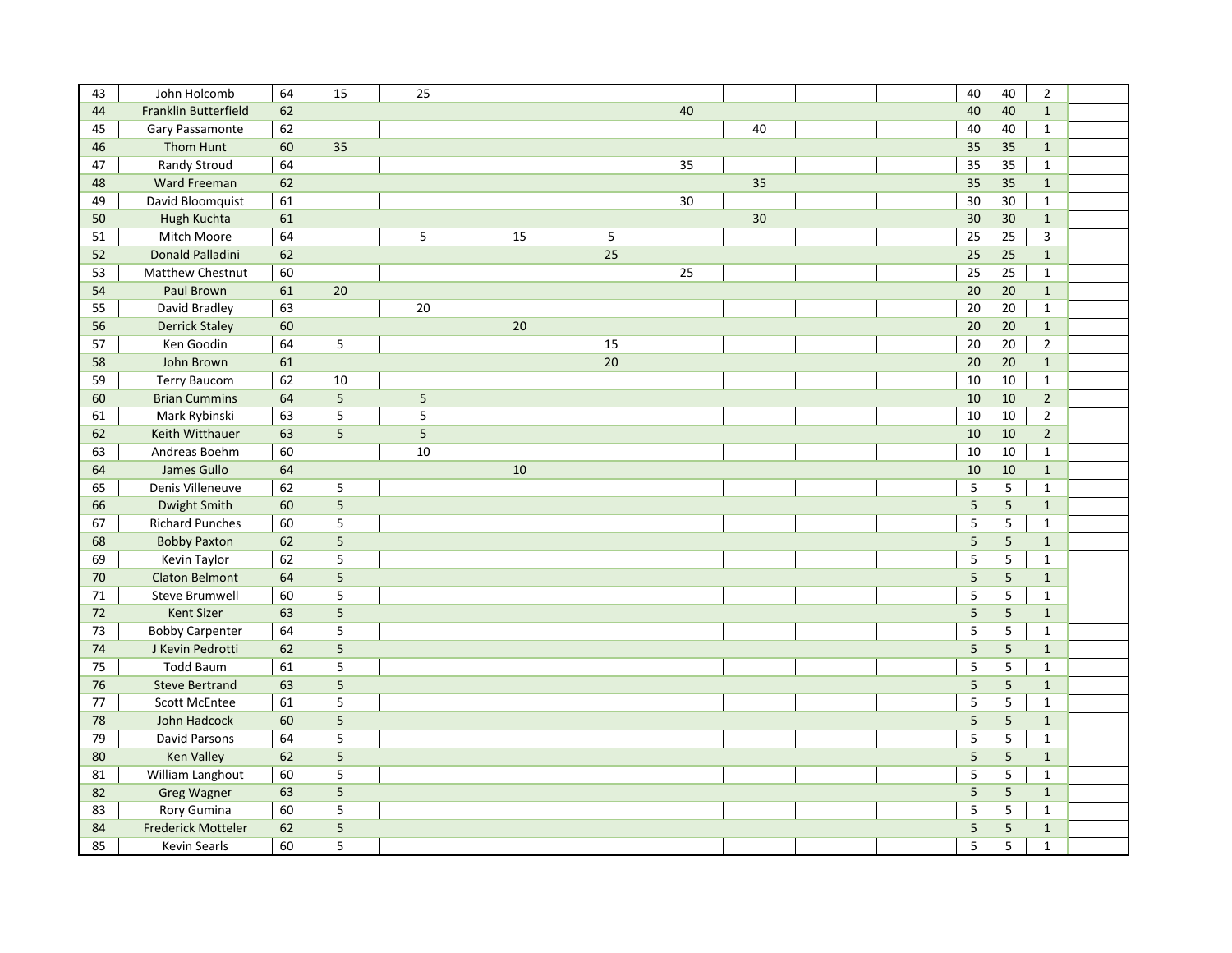| | | | | | | | | | | | | | | |
|---|---|---|---|---|---|---|---|---|---|---|---|---|---|---|
| 43 | John Holcomb | 64 | 15 | 25 | | | | | | | 40 | 40 | 2 | |
| 44 | Franklin Butterfield | 62 | | | | | 40 | | | | 40 | 40 | 1 | |
| 45 | Gary Passamonte | 62 | | | | | | 40 | | | 40 | 40 | 1 | |
| 46 | Thom Hunt | 60 | 35 | | | | | | | | 35 | 35 | 1 | |
| 47 | Randy Stroud | 64 | | | | | 35 | | | | 35 | 35 | 1 | |
| 48 | Ward Freeman | 62 | | | | | | 35 | | | 35 | 35 | 1 | |
| 49 | David Bloomquist | 61 | | | | | 30 | | | | 30 | 30 | 1 | |
| 50 | Hugh Kuchta | 61 | | | | | | 30 | | | 30 | 30 | 1 | |
| 51 | Mitch Moore | 64 | | 5 | 15 | 5 | | | | | 25 | 25 | 3 | |
| 52 | Donald Palladini | 62 | | | | 25 | | | | | 25 | 25 | 1 | |
| 53 | Matthew Chestnut | 60 | | | | | 25 | | | | 25 | 25 | 1 | |
| 54 | Paul Brown | 61 | 20 | | | | | | | | 20 | 20 | 1 | |
| 55 | David Bradley | 63 | | 20 | | | | | | | 20 | 20 | 1 | |
| 56 | Derrick Staley | 60 | | | 20 | | | | | | 20 | 20 | 1 | |
| 57 | Ken Goodin | 64 | 5 | | | 15 | | | | | 20 | 20 | 2 | |
| 58 | John Brown | 61 | | | | 20 | | | | | 20 | 20 | 1 | |
| 59 | Terry Baucom | 62 | 10 | | | | | | | | 10 | 10 | 1 | |
| 60 | Brian Cummins | 64 | 5 | 5 | | | | | | | 10 | 10 | 2 | |
| 61 | Mark Rybinski | 63 | 5 | 5 | | | | | | | 10 | 10 | 2 | |
| 62 | Keith Witthauer | 63 | 5 | 5 | | | | | | | 10 | 10 | 2 | |
| 63 | Andreas Boehm | 60 | | 10 | | | | | | | 10 | 10 | 1 | |
| 64 | James Gullo | 64 | | | 10 | | | | | | 10 | 10 | 1 | |
| 65 | Denis Villeneuve | 62 | 5 | | | | | | | | 5 | 5 | 1 | |
| 66 | Dwight Smith | 60 | 5 | | | | | | | | 5 | 5 | 1 | |
| 67 | Richard Punches | 60 | 5 | | | | | | | | 5 | 5 | 1 | |
| 68 | Bobby Paxton | 62 | 5 | | | | | | | | 5 | 5 | 1 | |
| 69 | Kevin Taylor | 62 | 5 | | | | | | | | 5 | 5 | 1 | |
| 70 | Claton Belmont | 64 | 5 | | | | | | | | 5 | 5 | 1 | |
| 71 | Steve Brumwell | 60 | 5 | | | | | | | | 5 | 5 | 1 | |
| 72 | Kent Sizer | 63 | 5 | | | | | | | | 5 | 5 | 1 | |
| 73 | Bobby Carpenter | 64 | 5 | | | | | | | | 5 | 5 | 1 | |
| 74 | J Kevin Pedrotti | 62 | 5 | | | | | | | | 5 | 5 | 1 | |
| 75 | Todd Baum | 61 | 5 | | | | | | | | 5 | 5 | 1 | |
| 76 | Steve Bertrand | 63 | 5 | | | | | | | | 5 | 5 | 1 | |
| 77 | Scott McEntee | 61 | 5 | | | | | | | | 5 | 5 | 1 | |
| 78 | John Hadcock | 60 | 5 | | | | | | | | 5 | 5 | 1 | |
| 79 | David Parsons | 64 | 5 | | | | | | | | 5 | 5 | 1 | |
| 80 | Ken Valley | 62 | 5 | | | | | | | | 5 | 5 | 1 | |
| 81 | William Langhout | 60 | 5 | | | | | | | | 5 | 5 | 1 | |
| 82 | Greg Wagner | 63 | 5 | | | | | | | | 5 | 5 | 1 | |
| 83 | Rory Gumina | 60 | 5 | | | | | | | | 5 | 5 | 1 | |
| 84 | Frederick Motteler | 62 | 5 | | | | | | | | 5 | 5 | 1 | |
| 85 | Kevin Searls | 60 | 5 | | | | | | | | 5 | 5 | 1 | |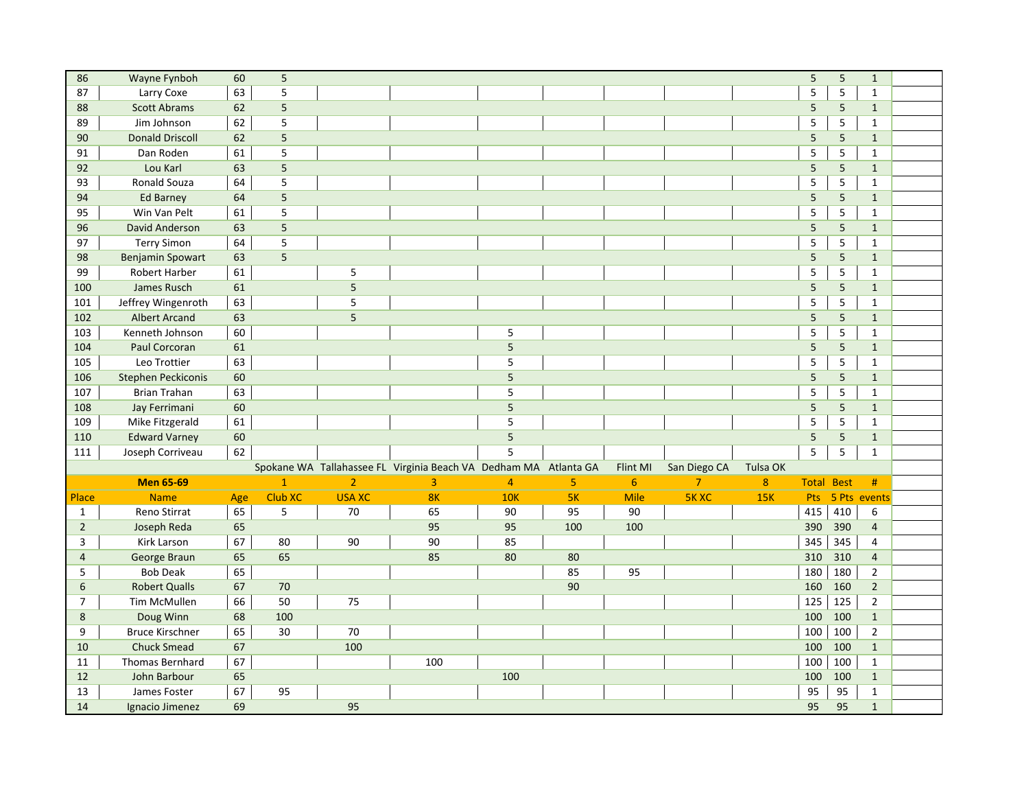| 86 | Wayne Fynboh | 60 | 5 | | | | | | | | 5 | 5 | 1 | |
|---|---|---|---|---|---|---|---|---|---|---|---|---|---|---|
| 87 | Larry Coxe | 63 | 5 | | | | | | | | 5 | 5 | 1 | |
| 88 | Scott Abrams | 62 | 5 | | | | | | | | 5 | 5 | 1 | |
| 89 | Jim Johnson | 62 | 5 | | | | | | | | 5 | 5 | 1 | |
| 90 | Donald Driscoll | 62 | 5 | | | | | | | | 5 | 5 | 1 | |
| 91 | Dan Roden | 61 | 5 | | | | | | | | 5 | 5 | 1 | |
| 92 | Lou Karl | 63 | 5 | | | | | | | | 5 | 5 | 1 | |
| 93 | Ronald Souza | 64 | 5 | | | | | | | | 5 | 5 | 1 | |
| 94 | Ed Barney | 64 | 5 | | | | | | | | 5 | 5 | 1 | |
| 95 | Win Van Pelt | 61 | 5 | | | | | | | | 5 | 5 | 1 | |
| 96 | David Anderson | 63 | 5 | | | | | | | | 5 | 5 | 1 | |
| 97 | Terry Simon | 64 | 5 | | | | | | | | 5 | 5 | 1 | |
| 98 | Benjamin Spowart | 63 | 5 | | | | | | | | 5 | 5 | 1 | |
| 99 | Robert Harber | 61 | | 5 | | | | | | | 5 | 5 | 1 | |
| 100 | James Rusch | 61 | | 5 | | | | | | | 5 | 5 | 1 | |
| 101 | Jeffrey Wingenroth | 63 | | 5 | | | | | | | 5 | 5 | 1 | |
| 102 | Albert Arcand | 63 | | 5 | | | | | | | 5 | 5 | 1 | |
| 103 | Kenneth Johnson | 60 | | | | 5 | | | | | 5 | 5 | 1 | |
| 104 | Paul Corcoran | 61 | | | | 5 | | | | | 5 | 5 | 1 | |
| 105 | Leo Trottier | 63 | | | | 5 | | | | | 5 | 5 | 1 | |
| 106 | Stephen Peckiconis | 60 | | | | 5 | | | | | 5 | 5 | 1 | |
| 107 | Brian Trahan | 63 | | | | 5 | | | | | 5 | 5 | 1 | |
| 108 | Jay Ferrimani | 60 | | | | 5 | | | | | 5 | 5 | 1 | |
| 109 | Mike Fitzgerald | 61 | | | | 5 | | | | | 5 | 5 | 1 | |
| 110 | Edward Varney | 60 | | | | 5 | | | | | 5 | 5 | 1 | |
| 111 | Joseph Corriveau | 62 | | | | 5 | | | | | 5 | 5 | 1 | |

| | | | Spokane WA | Tallahassee FL | Virginia Beach VA | Dedham MA | Atlanta GA | Flint MI | San Diego CA | Tulsa OK | | | | |
|---|---|---|---|---|---|---|---|---|---|---|---|---|---|---|
| | **Men 65-69** | | 1 | 2 | 3 | 4 | 5 | 6 | 7 | 8 | Total | Best | # | |
| Place | Name | Age | Club XC | USA XC | 8K | 10K | 5K | Mile | 5K XC | 15K | Pts | 5 Pts | events | |
| 1 | Reno Stirrat | 65 | 5 | 70 | 65 | 90 | 95 | 90 | | | 415 | 410 | 6 | |
| 2 | Joseph Reda | 65 | | | 95 | 95 | 100 | 100 | | | 390 | 390 | 4 | |
| 3 | Kirk Larson | 67 | 80 | 90 | 90 | 85 | | | | | 345 | 345 | 4 | |
| 4 | George Braun | 65 | 65 | | 85 | 80 | 80 | | | | 310 | 310 | 4 | |
| 5 | Bob Deak | 65 | | | | | 85 | 95 | | | 180 | 180 | 2 | |
| 6 | Robert Qualls | 67 | 70 | | | | 90 | | | | 160 | 160 | 2 | |
| 7 | Tim McMullen | 66 | 50 | 75 | | | | | | | 125 | 125 | 2 | |
| 8 | Doug Winn | 68 | 100 | | | | | | | | 100 | 100 | 1 | |
| 9 | Bruce Kirschner | 65 | 30 | 70 | | | | | | | 100 | 100 | 2 | |
| 10 | Chuck Smead | 67 | | 100 | | | | | | | 100 | 100 | 1 | |
| 11 | Thomas Bernhard | 67 | | | 100 | | | | | | 100 | 100 | 1 | |
| 12 | John Barbour | 65 | | | | 100 | | | | | 100 | 100 | 1 | |
| 13 | James Foster | 67 | 95 | | | | | | | | 95 | 95 | 1 | |
| 14 | Ignacio Jimenez | 69 | | 95 | | | | | | | 95 | 95 | 1 | |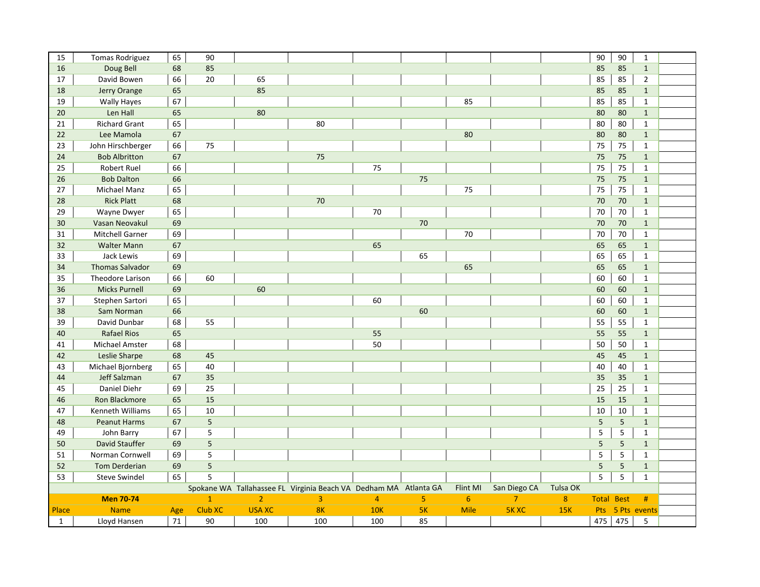| | | | | | | | | | | | | | | | |
|---|---|---|---|---|---|---|---|---|---|---|---|---|---|---|---|
| 15 | Tomas Rodriguez | 65 | 90 | | | | | | | | 90 | 90 | 1 | |
| 16 | Doug Bell | 68 | 85 | | | | | | | | 85 | 85 | 1 | |
| 17 | David Bowen | 66 | 20 | 65 | | | | | | | 85 | 85 | 2 | |
| 18 | Jerry Orange | 65 | | 85 | | | | | | | 85 | 85 | 1 | |
| 19 | Wally Hayes | 67 | | | | | | 85 | | | 85 | 85 | 1 | |
| 20 | Len Hall | 65 | | 80 | | | | | | | 80 | 80 | 1 | |
| 21 | Richard Grant | 65 | | | 80 | | | | | | 80 | 80 | 1 | |
| 22 | Lee Mamola | 67 | | | | | | 80 | | | 80 | 80 | 1 | |
| 23 | John Hirschberger | 66 | 75 | | | | | | | | 75 | 75 | 1 | |
| 24 | Bob Albritton | 67 | | | 75 | | | | | | 75 | 75 | 1 | |
| 25 | Robert Ruel | 66 | | | | 75 | | | | | 75 | 75 | 1 | |
| 26 | Bob Dalton | 66 | | | | | 75 | | | | 75 | 75 | 1 | |
| 27 | Michael Manz | 65 | | | | | | 75 | | | 75 | 75 | 1 | |
| 28 | Rick Platt | 68 | | | 70 | | | | | | 70 | 70 | 1 | |
| 29 | Wayne Dwyer | 65 | | | | 70 | | | | | 70 | 70 | 1 | |
| 30 | Vasan Neovakul | 69 | | | | | 70 | | | | 70 | 70 | 1 | |
| 31 | Mitchell Garner | 69 | | | | | | 70 | | | 70 | 70 | 1 | |
| 32 | Walter Mann | 67 | | | | 65 | | | | | 65 | 65 | 1 | |
| 33 | Jack Lewis | 69 | | | | | 65 | | | | 65 | 65 | 1 | |
| 34 | Thomas Salvador | 69 | | | | | | 65 | | | 65 | 65 | 1 | |
| 35 | Theodore Larison | 66 | 60 | | | | | | | | 60 | 60 | 1 | |
| 36 | Micks Purnell | 69 | | 60 | | | | | | | 60 | 60 | 1 | |
| 37 | Stephen Sartori | 65 | | | | 60 | | | | | 60 | 60 | 1 | |
| 38 | Sam Norman | 66 | | | | | 60 | | | | 60 | 60 | 1 | |
| 39 | David Dunbar | 68 | 55 | | | | | | | | 55 | 55 | 1 | |
| 40 | Rafael Rios | 65 | | | | 55 | | | | | 55 | 55 | 1 | |
| 41 | Michael Amster | 68 | | | | 50 | | | | | 50 | 50 | 1 | |
| 42 | Leslie Sharpe | 68 | 45 | | | | | | | | 45 | 45 | 1 | |
| 43 | Michael Bjornberg | 65 | 40 | | | | | | | | 40 | 40 | 1 | |
| 44 | Jeff Salzman | 67 | 35 | | | | | | | | 35 | 35 | 1 | |
| 45 | Daniel Diehr | 69 | 25 | | | | | | | | 25 | 25 | 1 | |
| 46 | Ron Blackmore | 65 | 15 | | | | | | | | 15 | 15 | 1 | |
| 47 | Kenneth Williams | 65 | 10 | | | | | | | | 10 | 10 | 1 | |
| 48 | Peanut Harms | 67 | 5 | | | | | | | | 5 | 5 | 1 | |
| 49 | John Barry | 67 | 5 | | | | | | | | 5 | 5 | 1 | |
| 50 | David Stauffer | 69 | 5 | | | | | | | | 5 | 5 | 1 | |
| 51 | Norman Cornwell | 69 | 5 | | | | | | | | 5 | 5 | 1 | |
| 52 | Tom Derderian | 69 | 5 | | | | | | | | 5 | 5 | 1 | |
| 53 | Steve Swindel | 65 | 5 | | | | | | | | 5 | 5 | 1 | |

| | | | Spokane WA | Tallahassee FL | Virginia Beach VA | Dedham MA | Atlanta GA | Flint MI | San Diego CA | Tulsa OK | | | | |
|---|---|---|---|---|---|---|---|---|---|---|---|---|---|---|
| | **Men 70-74** | | 1 | 2 | 3 | 4 | 5 | 6 | 7 | 8 | Total | Best | # | |
| Place | Name | Age | Club XC | USA XC | 8K | 10K | 5K | Mile | 5K XC | 15K | Pts | 5 Pts | events | |
| 1 | Lloyd Hansen | 71 | 90 | 100 | 100 | 100 | 85 | | | | 475 | 475 | 5 | |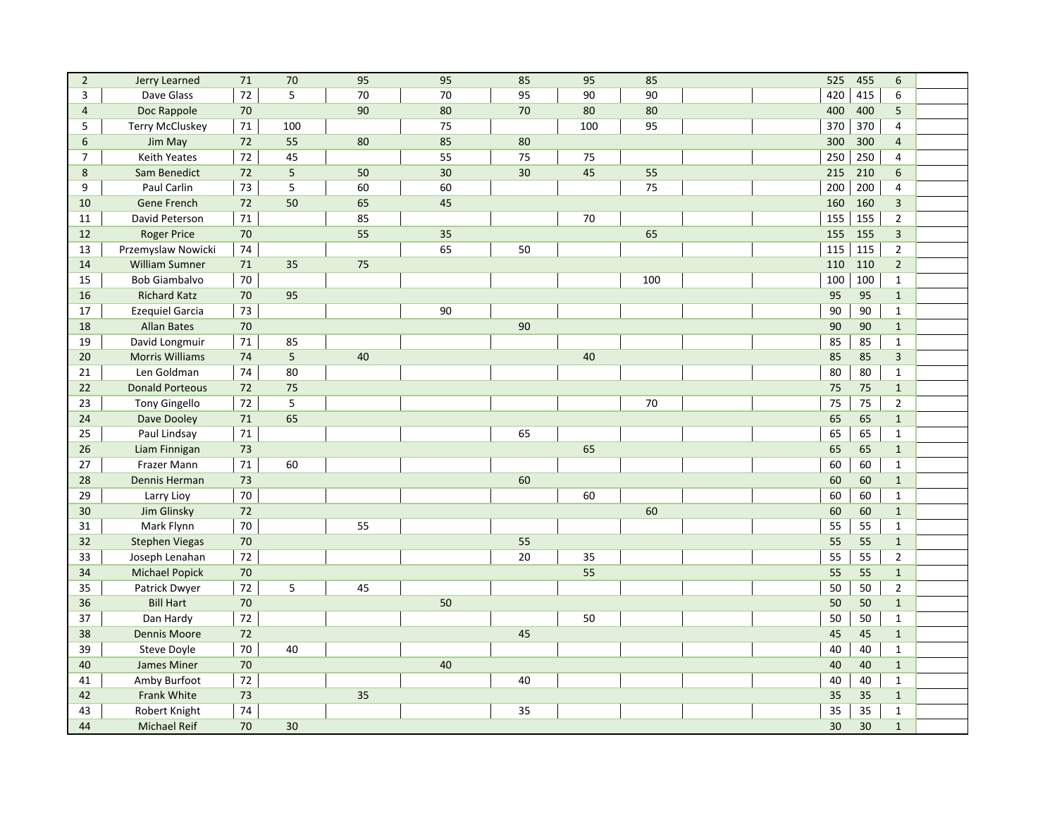| | | | | | | | | | | | | | | |
|---|---|---|---|---|---|---|---|---|---|---|---|---|---|---|
| 2 | Jerry Learned | 71 | 70 | 95 | 95 | 85 | 95 | 85 | | | 525 | 455 | 6 | |
| 3 | Dave Glass | 72 | 5 | 70 | 70 | 95 | 90 | 90 | | | 420 | 415 | 6 | |
| 4 | Doc Rappole | 70 | | 90 | 80 | 70 | 80 | 80 | | | 400 | 400 | 5 | |
| 5 | Terry McCluskey | 71 | 100 | | 75 | | 100 | 95 | | | 370 | 370 | 4 | |
| 6 | Jim May | 72 | 55 | 80 | 85 | 80 | | | | | 300 | 300 | 4 | |
| 7 | Keith Yeates | 72 | 45 | | 55 | 75 | 75 | | | | 250 | 250 | 4 | |
| 8 | Sam Benedict | 72 | 5 | 50 | 30 | 30 | 45 | 55 | | | 215 | 210 | 6 | |
| 9 | Paul Carlin | 73 | 5 | 60 | 60 | | | 75 | | | 200 | 200 | 4 | |
| 10 | Gene French | 72 | 50 | 65 | 45 | | | | | | 160 | 160 | 3 | |
| 11 | David Peterson | 71 | | 85 | | | 70 | | | | 155 | 155 | 2 | |
| 12 | Roger Price | 70 | | 55 | 35 | | | 65 | | | 155 | 155 | 3 | |
| 13 | Przemyslaw Nowicki | 74 | | | 65 | 50 | | | | | 115 | 115 | 2 | |
| 14 | William Sumner | 71 | 35 | 75 | | | | | | | 110 | 110 | 2 | |
| 15 | Bob Giambalvo | 70 | | | | | | 100 | | | 100 | 100 | 1 | |
| 16 | Richard Katz | 70 | 95 | | | | | | | | 95 | 95 | 1 | |
| 17 | Ezequiel Garcia | 73 | | | 90 | | | | | | 90 | 90 | 1 | |
| 18 | Allan Bates | 70 | | | | 90 | | | | | 90 | 90 | 1 | |
| 19 | David Longmuir | 71 | 85 | | | | | | | | 85 | 85 | 1 | |
| 20 | Morris Williams | 74 | 5 | 40 | | | 40 | | | | 85 | 85 | 3 | |
| 21 | Len Goldman | 74 | 80 | | | | | | | | 80 | 80 | 1 | |
| 22 | Donald Porteous | 72 | 75 | | | | | | | | 75 | 75 | 1 | |
| 23 | Tony Gingello | 72 | 5 | | | | | 70 | | | 75 | 75 | 2 | |
| 24 | Dave Dooley | 71 | 65 | | | | | | | | 65 | 65 | 1 | |
| 25 | Paul Lindsay | 71 | | | | 65 | | | | | 65 | 65 | 1 | |
| 26 | Liam Finnigan | 73 | | | | | 65 | | | | 65 | 65 | 1 | |
| 27 | Frazer Mann | 71 | 60 | | | | | | | | 60 | 60 | 1 | |
| 28 | Dennis Herman | 73 | | | | 60 | | | | | 60 | 60 | 1 | |
| 29 | Larry Lioy | 70 | | | | | 60 | | | | 60 | 60 | 1 | |
| 30 | Jim Glinsky | 72 | | | | | | 60 | | | 60 | 60 | 1 | |
| 31 | Mark Flynn | 70 | | 55 | | | | | | | 55 | 55 | 1 | |
| 32 | Stephen Viegas | 70 | | | | 55 | | | | | 55 | 55 | 1 | |
| 33 | Joseph Lenahan | 72 | | | | 20 | 35 | | | | 55 | 55 | 2 | |
| 34 | Michael Popick | 70 | | | | | 55 | | | | 55 | 55 | 1 | |
| 35 | Patrick Dwyer | 72 | 5 | 45 | | | | | | | 50 | 50 | 2 | |
| 36 | Bill Hart | 70 | | | 50 | | | | | | 50 | 50 | 1 | |
| 37 | Dan Hardy | 72 | | | | | 50 | | | | 50 | 50 | 1 | |
| 38 | Dennis Moore | 72 | | | | 45 | | | | | 45 | 45 | 1 | |
| 39 | Steve Doyle | 70 | 40 | | | | | | | | 40 | 40 | 1 | |
| 40 | James Miner | 70 | | | 40 | | | | | | 40 | 40 | 1 | |
| 41 | Amby Burfoot | 72 | | | | 40 | | | | | 40 | 40 | 1 | |
| 42 | Frank White | 73 | | 35 | | | | | | | 35 | 35 | 1 | |
| 43 | Robert Knight | 74 | | | | 35 | | | | | 35 | 35 | 1 | |
| 44 | Michael Reif | 70 | 30 | | | | | | | | 30 | 30 | 1 | |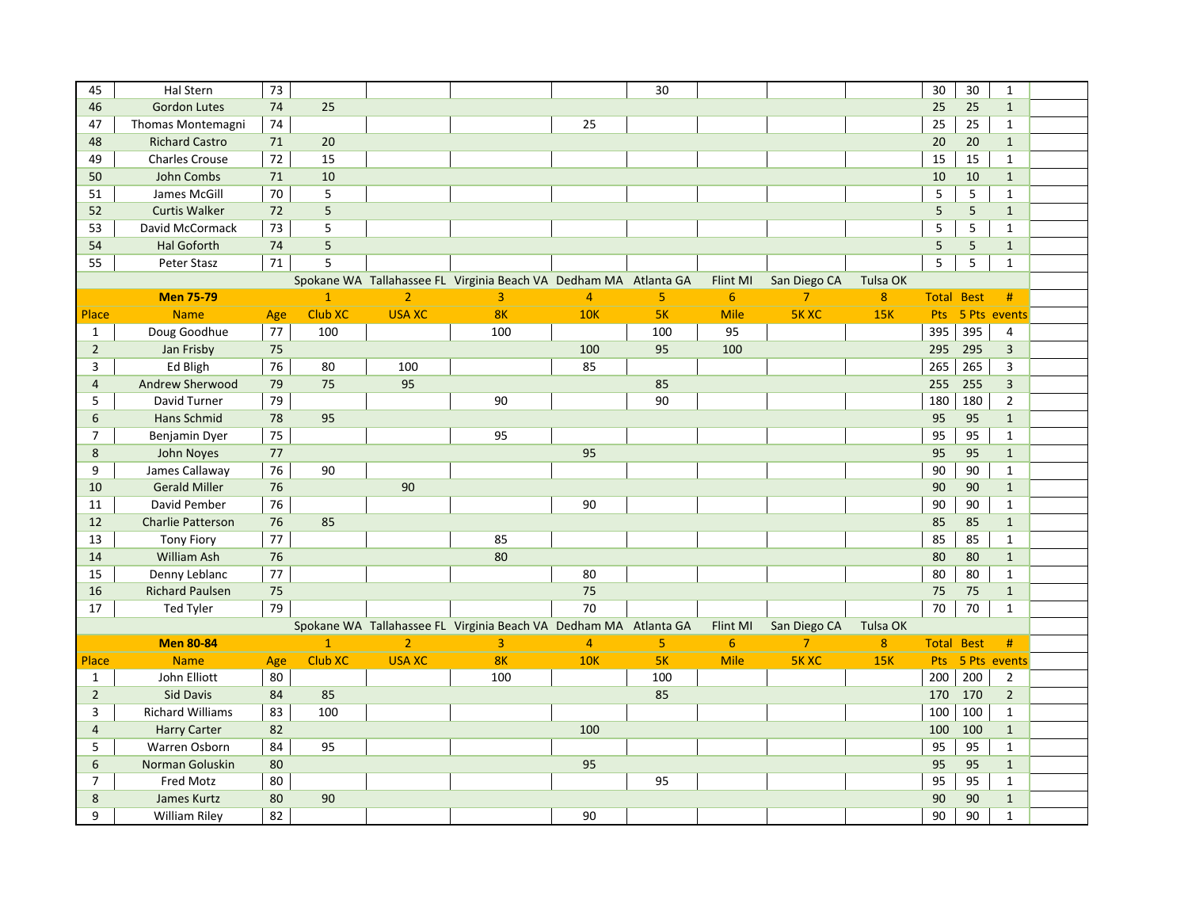| 45 | Hal Stern | 73 | | | | | 30 | | | | 30 | 30 | 1 |
|---|---|---|---|---|---|---|---|---|---|---|---|---|---|
| 46 | Gordon Lutes | 74 | 25 | | | | | | | | 25 | 25 | 1 |
| 47 | Thomas Montemagni | 74 | | | | 25 | | | | | 25 | 25 | 1 |
| 48 | Richard Castro | 71 | 20 | | | | | | | | 20 | 20 | 1 |
| 49 | Charles Crouse | 72 | 15 | | | | | | | | 15 | 15 | 1 |
| 50 | John Combs | 71 | 10 | | | | | | | | 10 | 10 | 1 |
| 51 | James McGill | 70 | 5 | | | | | | | | 5 | 5 | 1 |
| 52 | Curtis Walker | 72 | 5 | | | | | | | | 5 | 5 | 1 |
| 53 | David McCormack | 73 | 5 | | | | | | | | 5 | 5 | 1 |
| 54 | Hal Goforth | 74 | 5 | | | | | | | | 5 | 5 | 1 |
| 55 | Peter Stasz | 71 | 5 | | | | | | | | 5 | 5 | 1 |

| | | | Spokane WA | Tallahassee FL | Virginia Beach VA | Dedham MA | Atlanta GA | Flint MI | San Diego CA | Tulsa OK | | | |
|---|---|---|---|---|---|---|---|---|---|---|---|---|---|
| | **Men 75-79** | | 1 | 2 | 3 | 4 | 5 | 6 | 7 | 8 | Total | Best | # |
| Place | Name | Age | Club XC | USA XC | 8K | 10K | 5K | Mile | 5K XC | 15K | Pts | 5 Pts | events |
| 1 | Doug Goodhue | 77 | 100 | | 100 | | 100 | 95 | | | 395 | 395 | 4 |
| 2 | Jan Frisby | 75 | | | | 100 | 95 | 100 | | | 295 | 295 | 3 |
| 3 | Ed Bligh | 76 | 80 | 100 | | 85 | | | | | 265 | 265 | 3 |
| 4 | Andrew Sherwood | 79 | 75 | 95 | | | 85 | | | | 255 | 255 | 3 |
| 5 | David Turner | 79 | | | 90 | | 90 | | | | 180 | 180 | 2 |
| 6 | Hans Schmid | 78 | 95 | | | | | | | | 95 | 95 | 1 |
| 7 | Benjamin Dyer | 75 | | | 95 | | | | | | 95 | 95 | 1 |
| 8 | John Noyes | 77 | | | | 95 | | | | | 95 | 95 | 1 |
| 9 | James Callaway | 76 | 90 | | | | | | | | 90 | 90 | 1 |
| 10 | Gerald Miller | 76 | | 90 | | | | | | | 90 | 90 | 1 |
| 11 | David Pember | 76 | | | | 90 | | | | | 90 | 90 | 1 |
| 12 | Charlie Patterson | 76 | 85 | | | | | | | | 85 | 85 | 1 |
| 13 | Tony Fiory | 77 | | | 85 | | | | | | 85 | 85 | 1 |
| 14 | William Ash | 76 | | | 80 | | | | | | 80 | 80 | 1 |
| 15 | Denny Leblanc | 77 | | | | 80 | | | | | 80 | 80 | 1 |
| 16 | Richard Paulsen | 75 | | | | 75 | | | | | 75 | 75 | 1 |
| 17 | Ted Tyler | 79 | | | | 70 | | | | | 70 | 70 | 1 |

| | | | Spokane WA | Tallahassee FL | Virginia Beach VA | Dedham MA | Atlanta GA | Flint MI | San Diego CA | Tulsa OK | | | |
|---|---|---|---|---|---|---|---|---|---|---|---|---|---|
| | **Men 80-84** | | 1 | 2 | 3 | 4 | 5 | 6 | 7 | 8 | Total | Best | # |
| Place | Name | Age | Club XC | USA XC | 8K | 10K | 5K | Mile | 5K XC | 15K | Pts | 5 Pts | events |
| 1 | John Elliott | 80 | | | 100 | | 100 | | | | 200 | 200 | 2 |
| 2 | Sid Davis | 84 | 85 | | | | 85 | | | | 170 | 170 | 2 |
| 3 | Richard Williams | 83 | 100 | | | | | | | | 100 | 100 | 1 |
| 4 | Harry Carter | 82 | | | | 100 | | | | | 100 | 100 | 1 |
| 5 | Warren Osborn | 84 | 95 | | | | | | | | 95 | 95 | 1 |
| 6 | Norman Goluskin | 80 | | | | 95 | | | | | 95 | 95 | 1 |
| 7 | Fred Motz | 80 | | | | | 95 | | | | 95 | 95 | 1 |
| 8 | James Kurtz | 80 | 90 | | | | | | | | 90 | 90 | 1 |
| 9 | William Riley | 82 | | | | 90 | | | | | 90 | 90 | 1 |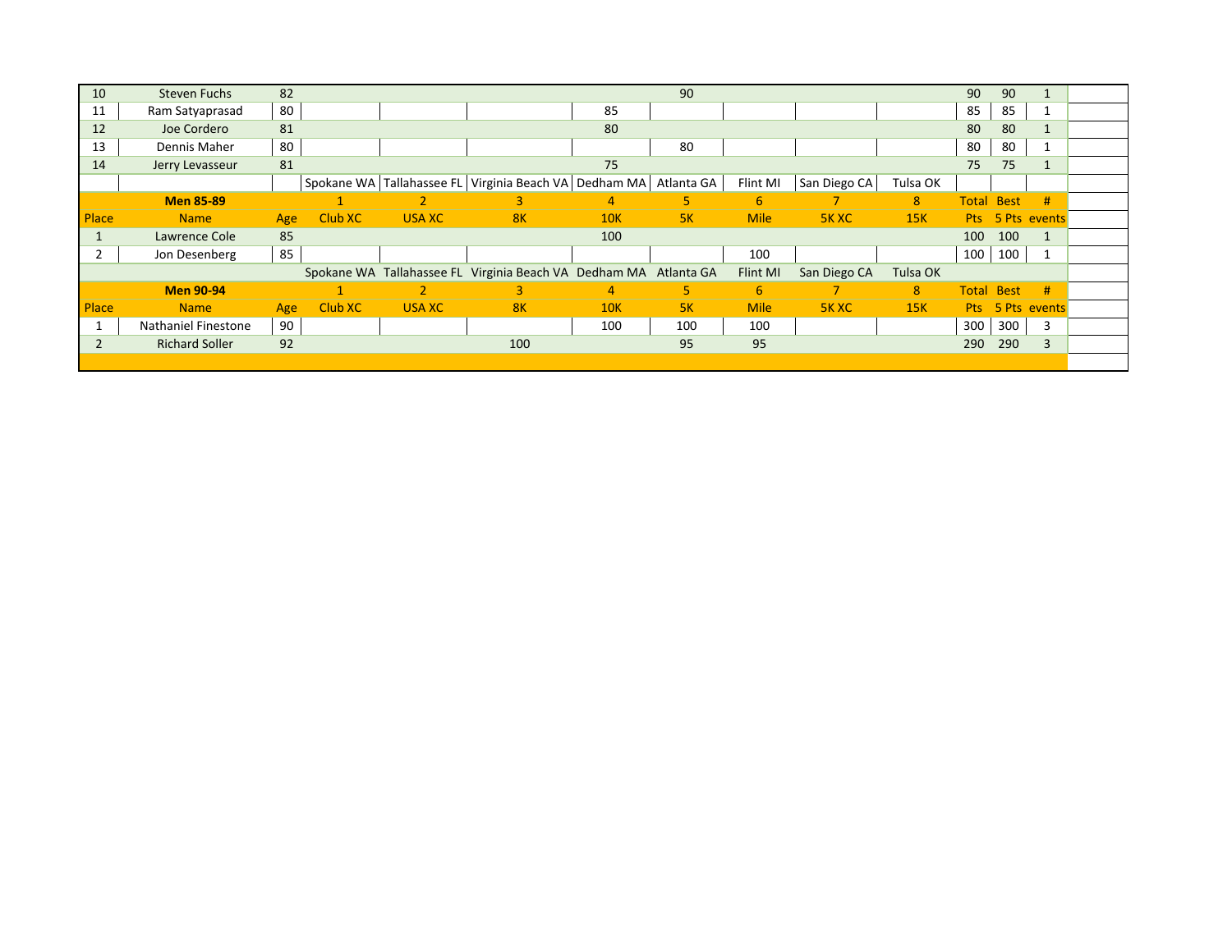| | | | | | | | | | | | | | |
|---|---|---|---|---|---|---|---|---|---|---|---|---|---|
| 10 | Steven Fuchs | 82 | | | | | 90 | | | | 90 | 90 | 1 |
| 11 | Ram Satyaprasad | 80 | | | | 85 | | | | | 85 | 85 | 1 |
| 12 | Joe Cordero | 81 | | | | 80 | | | | | 80 | 80 | 1 |
| 13 | Dennis Maher | 80 | | | | | 80 | | | | 80 | 80 | 1 |
| 14 | Jerry Levasseur | 81 | | | | 75 | | | | | 75 | 75 | 1 |
| | | | Spokane WA | Tallahassee FL | Virginia Beach VA | Dedham MA | Atlanta GA | Flint MI | San Diego CA | Tulsa OK | | | |
| | **Men 85-89** | | 1 | 2 | 3 | 4 | 5 | 6 | 7 | 8 | Total | Best | # |
| Place | Name | Age | Club XC | USA XC | 8K | 10K | 5K | Mile | 5K XC | 15K | Pts | 5 Pts | events |
| 1 | Lawrence Cole | 85 | | | | 100 | | | | | 100 | 100 | 1 |
| 2 | Jon Desenberg | 85 | | | | | | 100 | | | 100 | 100 | 1 |
| | | | Spokane WA | Tallahassee FL | Virginia Beach VA | Dedham MA | Atlanta GA | Flint MI | San Diego CA | Tulsa OK | | | |
| | **Men 90-94** | | 1 | 2 | 3 | 4 | 5 | 6 | 7 | 8 | Total | Best | # |
| Place | Name | Age | Club XC | USA XC | 8K | 10K | 5K | Mile | 5K XC | 15K | Pts | 5 Pts | events |
| 1 | Nathaniel Finestone | 90 | | | | 100 | 100 | 100 | | | 300 | 300 | 3 |
| 2 | Richard Soller | 92 | | | 100 | | 95 | 95 | | | 290 | 290 | 3 |